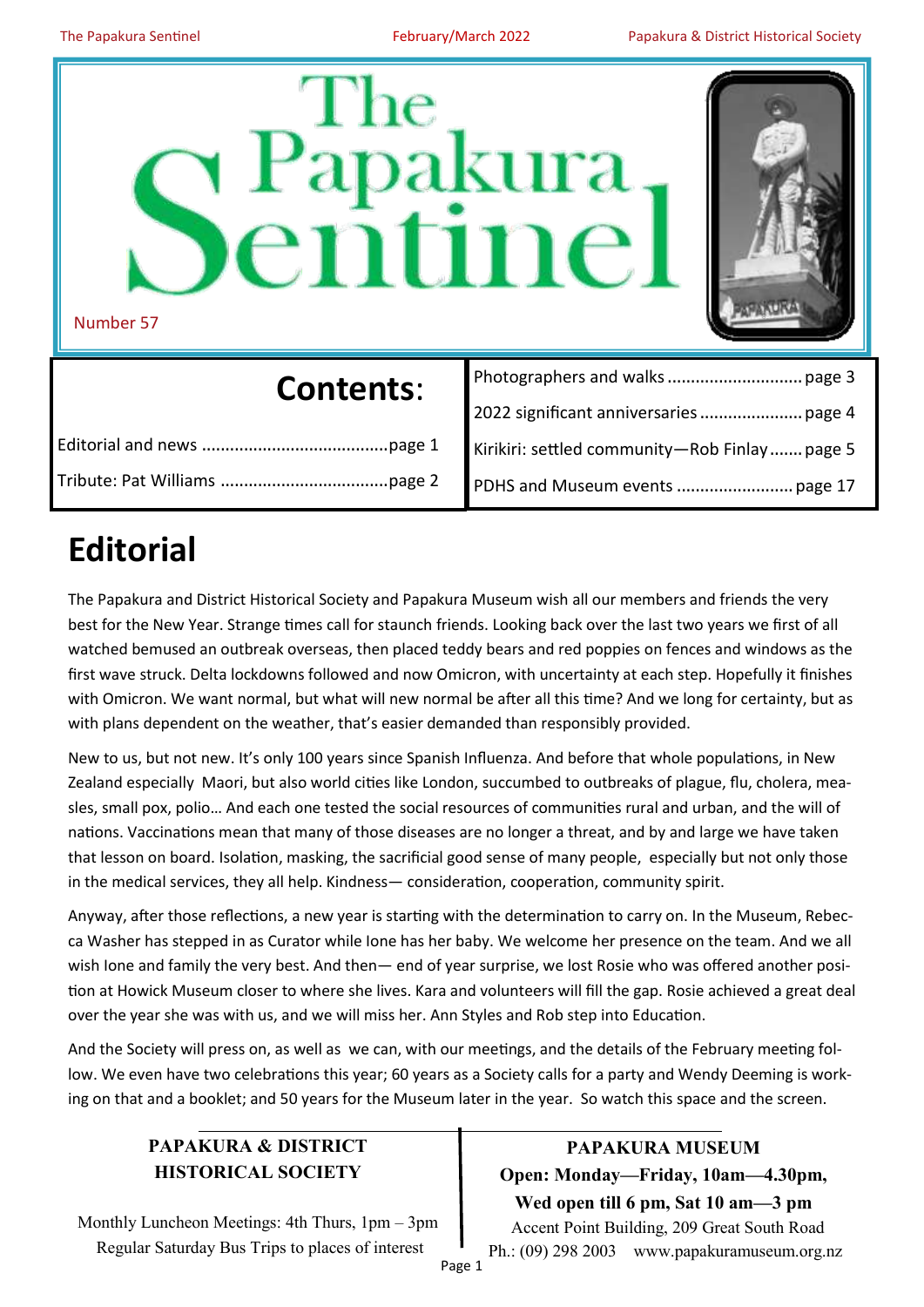# The Papakura Sentinel

Number 57

## Contents:

Editorial and news ........................................page 1

Tribute: Pat Williams ....................................page 2

Photographers and walks ............................. page 3

2022 significant anniversaries ...................... page 4

Kirikiri: settled community—Rob Finlay ....... page 5

PDHS and Museum events ......................... page 17

# Editorial

The Papakura and District Historical Society and Papakura Museum wish all our members and friends the very best for the New Year. Strange times call for staunch friends. Looking back over the last two years we first of all watched bemused an outbreak overseas, then placed teddy bears and red poppies on fences and windows as the first wave struck. Delta lockdowns followed and now Omicron, with uncertainty at each step. Hopefully it finishes with Omicron. We want normal, but what will new normal be after all this time? And we long for certainty, but as with plans dependent on the weather, that's easier demanded than responsibly provided.

New to us, but not new. It's only 100 years since Spanish Influenza. And before that whole populations, in New Zealand especially Maori, but also world cities like London, succumbed to outbreaks of plague, flu, cholera, measles, small pox, polio… And each one tested the social resources of communities rural and urban, and the will of nations. Vaccinations mean that many of those diseases are no longer a threat, and by and large we have taken that lesson on board. Isolation, masking, the sacrificial good sense of many people, especially but not only those in the medical services, they all help. Kindness— consideration, cooperation, community spirit.

Anyway, after those reflections, a new year is starting with the determination to carry on. In the Museum, Rebecca Washer has stepped in as Curator while Ione has her baby. We welcome her presence on the team. And we all wish Ione and family the very best. And then— end of year surprise, we lost Rosie who was offered another position at Howick Museum closer to where she lives. Kara and volunteers will fill the gap. Rosie achieved a great deal over the year she was with us, and we will miss her. Ann Styles and Rob step into Education.

And the Society will press on, as well as we can, with our meetings, and the details of the February meeting follow. We even have two celebrations this year; 60 years as a Society calls for a party and Wendy Deeming is working on that and a booklet; and 50 years for the Museum later in the year. So watch this space and the screen.

**PAPAKURA & DISTRICT HISTORICAL SOCIETY**

Monthly Luncheon Meetings: 4th Thurs, 1pm – 3pm
Regular Saturday Bus Trips to places of interest

**PAPAKURA MUSEUM**
**Open: Monday—Friday, 10am—4.30pm, Wed open till 6 pm, Sat 10 am—3 pm**
Accent Point Building, 209 Great South Road
Ph.: (09) 298 2003 www.papakuramuseum.org.nz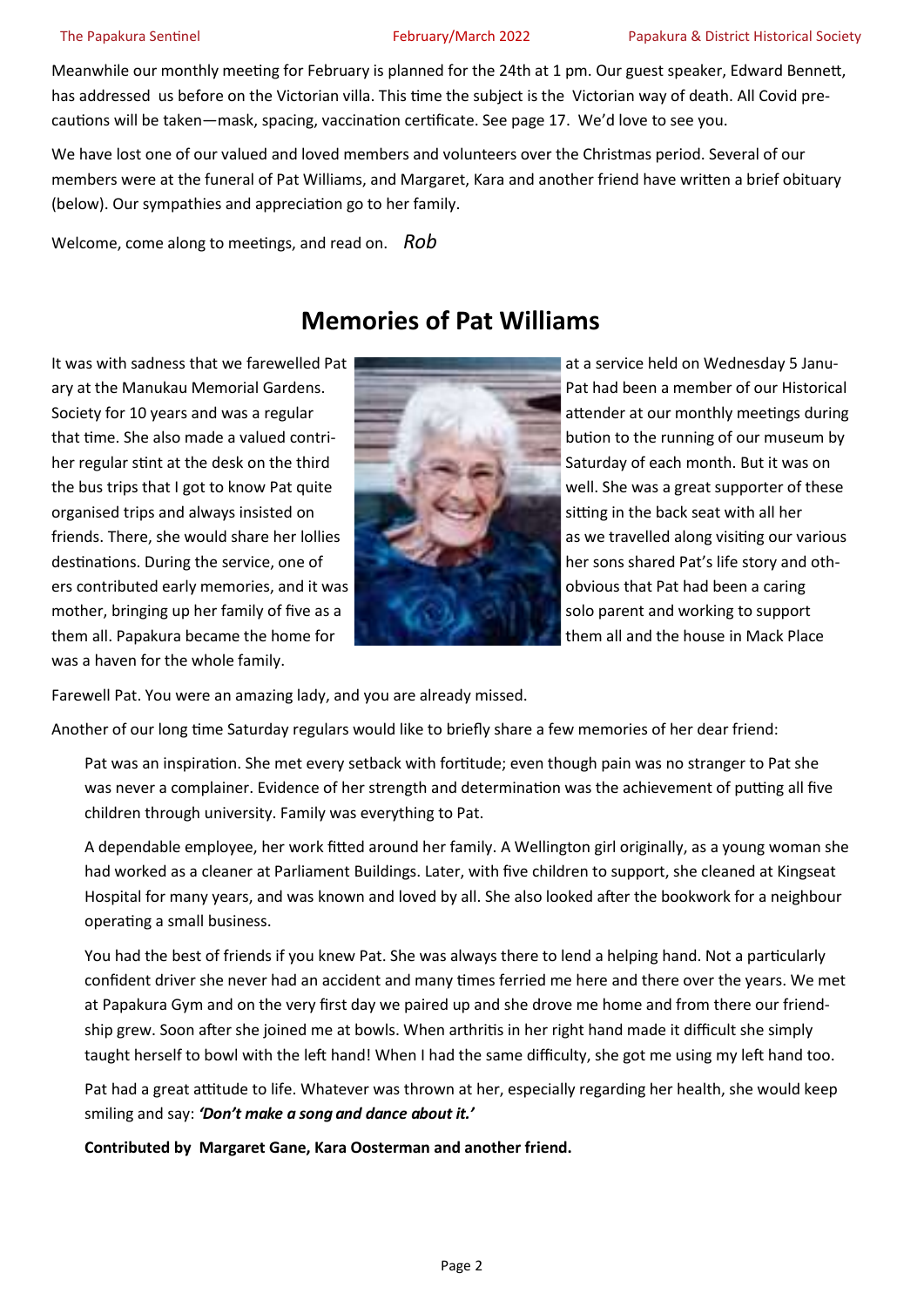Meanwhile our monthly meeting for February is planned for the 24th at 1 pm. Our guest speaker, Edward Bennett, has addressed us before on the Victorian villa. This time the subject is the Victorian way of death. All Covid precautions will be taken—mask, spacing, vaccination certificate. See page 17. We'd love to see you.

We have lost one of our valued and loved members and volunteers over the Christmas period. Several of our members were at the funeral of Pat Williams, and Margaret, Kara and another friend have written a brief obituary (below). Our sympathies and appreciation go to her family.

Welcome, come along to meetings, and read on. *Rob*

## Memories of Pat Williams

It was with sadness that we farewelled Pat at a service held on Wednesday 5 January at the Manukau Memorial Gardens. Pat had been a member of our Historical Society for 10 years and was a regular attender at our monthly meetings during that time. She also made a valued contribution to the running of our museum by her regular stint at the desk on the third Saturday of each month. But it was on the bus trips that I got to know Pat quite well. She was a great supporter of these organised trips and always insisted on sitting in the back seat with all her friends. There, she would share her lollies as we travelled along visiting our various destinations. During the service, one of her sons shared Pat's life story and others contributed early memories, and it was obvious that Pat had been a caring mother, bringing up her family of five as a solo parent and working to support them all. Papakura became the home for them all and the house in Mack Place was a haven for the whole family.

Farewell Pat. You were an amazing lady, and you are already missed.

Another of our long time Saturday regulars would like to briefly share a few memories of her dear friend:

> Pat was an inspiration. She met every setback with fortitude; even though pain was no stranger to Pat she was never a complainer. Evidence of her strength and determination was the achievement of putting all five children through university. Family was everything to Pat.
>
> A dependable employee, her work fitted around her family. A Wellington girl originally, as a young woman she had worked as a cleaner at Parliament Buildings. Later, with five children to support, she cleaned at Kingseat Hospital for many years, and was known and loved by all. She also looked after the bookwork for a neighbour operating a small business.
>
> You had the best of friends if you knew Pat. She was always there to lend a helping hand. Not a particularly confident driver she never had an accident and many times ferried me here and there over the years. We met at Papakura Gym and on the very first day we paired up and she drove me home and from there our friendship grew. Soon after she joined me at bowls. When arthritis in her right hand made it difficult she simply taught herself to bowl with the left hand! When I had the same difficulty, she got me using my left hand too.
>
> Pat had a great attitude to life. Whatever was thrown at her, especially regarding her health, she would keep smiling and say: ***'Don't make a song and dance about it.'***
>
> **Contributed by Margaret Gane, Kara Oosterman and another friend.**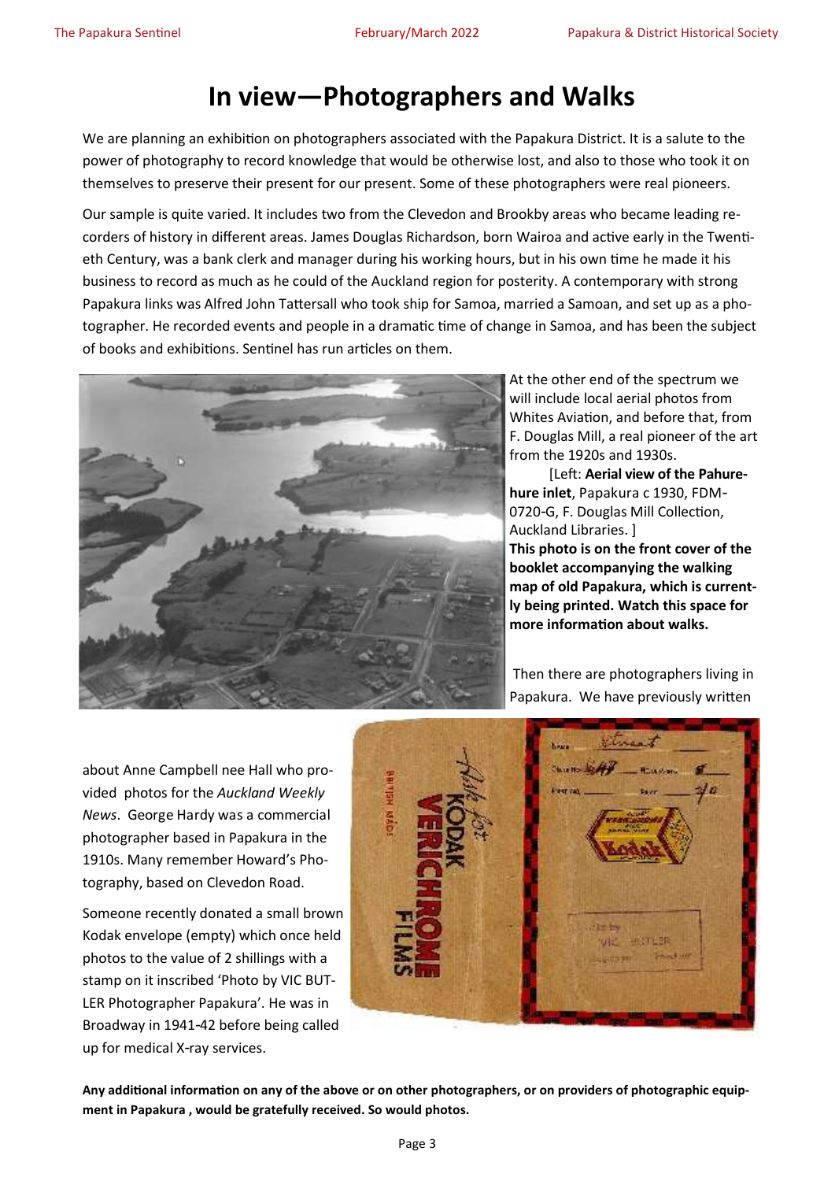# In view—Photographers and Walks

We are planning an exhibition on photographers associated with the Papakura District. It is a salute to the power of photography to record knowledge that would be otherwise lost, and also to those who took it on themselves to preserve their present for our present. Some of these photographers were real pioneers.

Our sample is quite varied. It includes two from the Clevedon and Brookby areas who became leading recorders of history in different areas. James Douglas Richardson, born Wairoa and active early in the Twentieth Century, was a bank clerk and manager during his working hours, but in his own time he made it his business to record as much as he could of the Auckland region for posterity. A contemporary with strong Papakura links was Alfred John Tattersall who took ship for Samoa, married a Samoan, and set up as a photographer. He recorded events and people in a dramatic time of change in Samoa, and has been the subject of books and exhibitions. Sentinel has run articles on them.

At the other end of the spectrum we will include local aerial photos from Whites Aviation, and before that, from F. Douglas Mill, a real pioneer of the art from the 1920s and 1930s.

[Left: **Aerial view of the Pahurehure inlet**, Papakura c 1930, FDM-0720-G, F. Douglas Mill Collection, Auckland Libraries. ]

**This photo is on the front cover of the booklet accompanying the walking map of old Papakura, which is currently being printed. Watch this space for more information about walks.**

Then there are photographers living in Papakura. We have previously written about Anne Campbell nee Hall who provided photos for the *Auckland Weekly News*. George Hardy was a commercial photographer based in Papakura in the 1910s. Many remember Howard's Photography, based on Clevedon Road.

Someone recently donated a small brown Kodak envelope (empty) which once held photos to the value of 2 shillings with a stamp on it inscribed 'Photo by VIC BUTLER Photographer Papakura'. He was in Broadway in 1941-42 before being called up for medical X-ray services.

**Any additional information on any of the above or on other photographers, or on providers of photographic equipment in Papakura , would be gratefully received. So would photos.**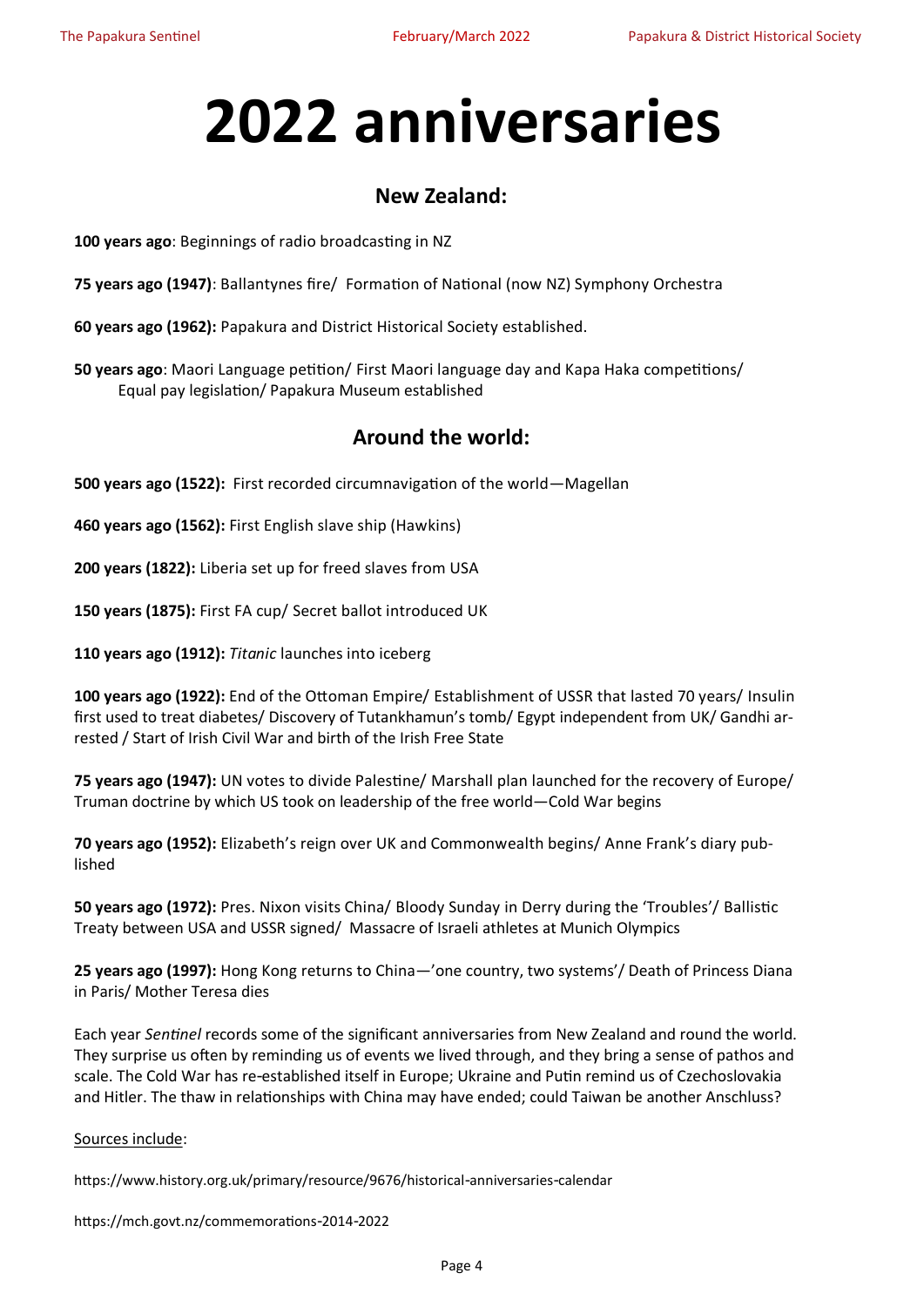# 2022 anniversaries

## New Zealand:

**100 years ago**: Beginnings of radio broadcasting in NZ

**75 years ago (1947)**: Ballantynes fire/ Formation of National (now NZ) Symphony Orchestra

**60 years ago (1962):** Papakura and District Historical Society established.

**50 years ago**: Maori Language petition/ First Maori language day and Kapa Haka competitions/ Equal pay legislation/ Papakura Museum established

## Around the world:

**500 years ago (1522):** First recorded circumnavigation of the world—Magellan

**460 years ago (1562):** First English slave ship (Hawkins)

**200 years (1822):** Liberia set up for freed slaves from USA

**150 years (1875):** First FA cup/ Secret ballot introduced UK

**110 years ago (1912):** *Titanic* launches into iceberg

**100 years ago (1922):** End of the Ottoman Empire/ Establishment of USSR that lasted 70 years/ Insulin first used to treat diabetes/ Discovery of Tutankhamun's tomb/ Egypt independent from UK/ Gandhi arrested / Start of Irish Civil War and birth of the Irish Free State

**75 years ago (1947):** UN votes to divide Palestine/ Marshall plan launched for the recovery of Europe/ Truman doctrine by which US took on leadership of the free world—Cold War begins

**70 years ago (1952):** Elizabeth's reign over UK and Commonwealth begins/ Anne Frank's diary published

**50 years ago (1972):** Pres. Nixon visits China/ Bloody Sunday in Derry during the 'Troubles'/ Ballistic Treaty between USA and USSR signed/ Massacre of Israeli athletes at Munich Olympics

**25 years ago (1997):** Hong Kong returns to China—'one country, two systems'/ Death of Princess Diana in Paris/ Mother Teresa dies

Each year *Sentinel* records some of the significant anniversaries from New Zealand and round the world. They surprise us often by reminding us of events we lived through, and they bring a sense of pathos and scale. The Cold War has re-established itself in Europe; Ukraine and Putin remind us of Czechoslovakia and Hitler. The thaw in relationships with China may have ended; could Taiwan be another Anschluss?

Sources include:

https://www.history.org.uk/primary/resource/9676/historical-anniversaries-calendar

https://mch.govt.nz/commemorations-2014-2022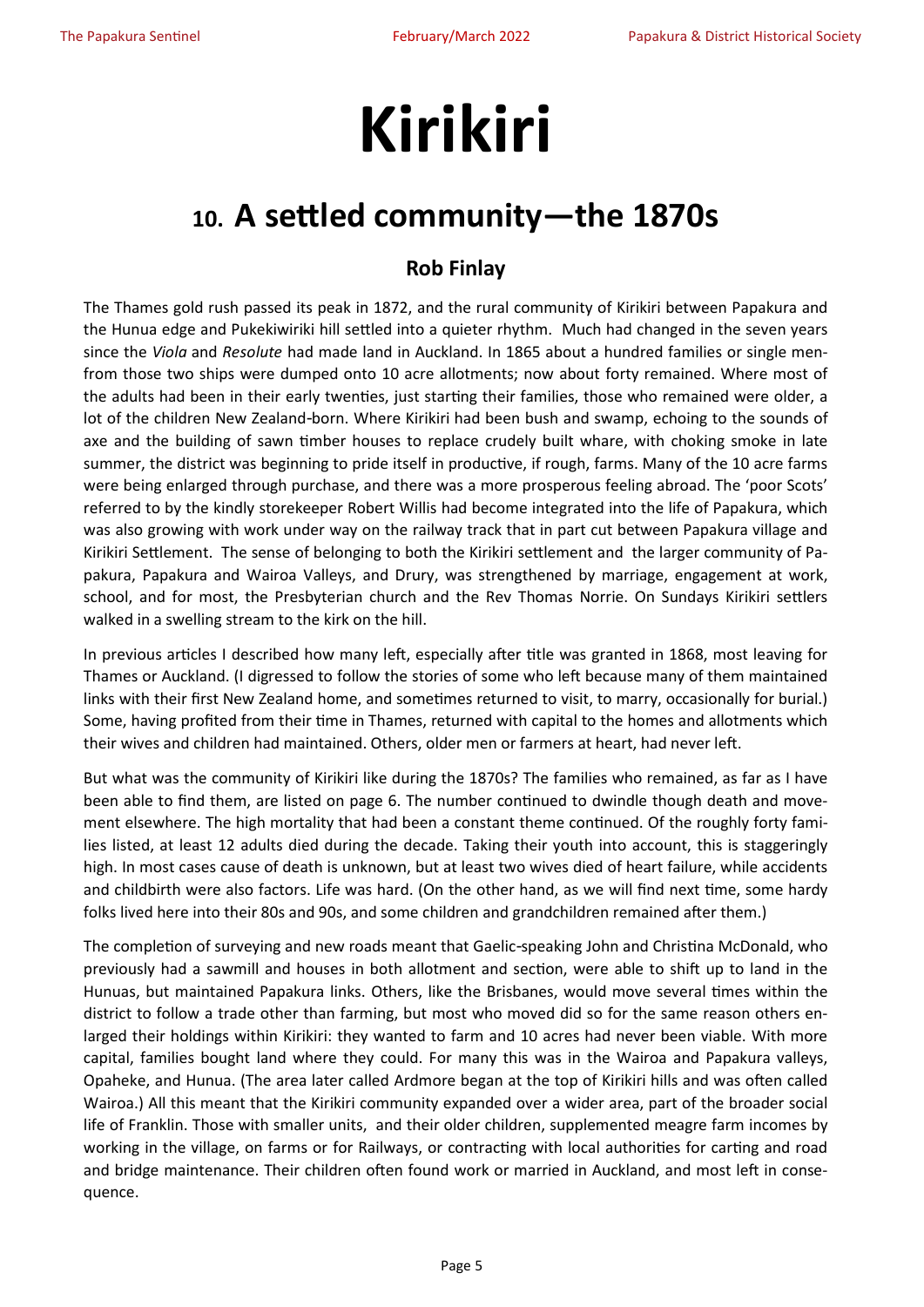# Kirikiri

## 10. A settled community—the 1870s

### Rob Finlay

The Thames gold rush passed its peak in 1872, and the rural community of Kirikiri between Papakura and the Hunua edge and Pukekiwiriki hill settled into a quieter rhythm. Much had changed in the seven years since the *Viola* and *Resolute* had made land in Auckland. In 1865 about a hundred families or single men-from those two ships were dumped onto 10 acre allotments; now about forty remained. Where most of the adults had been in their early twenties, just starting their families, those who remained were older, a lot of the children New Zealand-born. Where Kirikiri had been bush and swamp, echoing to the sounds of axe and the building of sawn timber houses to replace crudely built whare, with choking smoke in late summer, the district was beginning to pride itself in productive, if rough, farms. Many of the 10 acre farms were being enlarged through purchase, and there was a more prosperous feeling abroad. The 'poor Scots' referred to by the kindly storekeeper Robert Willis had become integrated into the life of Papakura, which was also growing with work under way on the railway track that in part cut between Papakura village and Kirikiri Settlement. The sense of belonging to both the Kirikiri settlement and the larger community of Papakura, Papakura and Wairoa Valleys, and Drury, was strengthened by marriage, engagement at work, school, and for most, the Presbyterian church and the Rev Thomas Norrie. On Sundays Kirikiri settlers walked in a swelling stream to the kirk on the hill.

In previous articles I described how many left, especially after title was granted in 1868, most leaving for Thames or Auckland. (I digressed to follow the stories of some who left because many of them maintained links with their first New Zealand home, and sometimes returned to visit, to marry, occasionally for burial.) Some, having profited from their time in Thames, returned with capital to the homes and allotments which their wives and children had maintained. Others, older men or farmers at heart, had never left.

But what was the community of Kirikiri like during the 1870s? The families who remained, as far as I have been able to find them, are listed on page 6. The number continued to dwindle though death and movement elsewhere. The high mortality that had been a constant theme continued. Of the roughly forty families listed, at least 12 adults died during the decade. Taking their youth into account, this is staggeringly high. In most cases cause of death is unknown, but at least two wives died of heart failure, while accidents and childbirth were also factors. Life was hard. (On the other hand, as we will find next time, some hardy folks lived here into their 80s and 90s, and some children and grandchildren remained after them.)

The completion of surveying and new roads meant that Gaelic-speaking John and Christina McDonald, who previously had a sawmill and houses in both allotment and section, were able to shift up to land in the Hunuas, but maintained Papakura links. Others, like the Brisbanes, would move several times within the district to follow a trade other than farming, but most who moved did so for the same reason others enlarged their holdings within Kirikiri: they wanted to farm and 10 acres had never been viable. With more capital, families bought land where they could. For many this was in the Wairoa and Papakura valleys, Opaheke, and Hunua. (The area later called Ardmore began at the top of Kirikiri hills and was often called Wairoa.) All this meant that the Kirikiri community expanded over a wider area, part of the broader social life of Franklin. Those with smaller units, and their older children, supplemented meagre farm incomes by working in the village, on farms or for Railways, or contracting with local authorities for carting and road and bridge maintenance. Their children often found work or married in Auckland, and most left in consequence.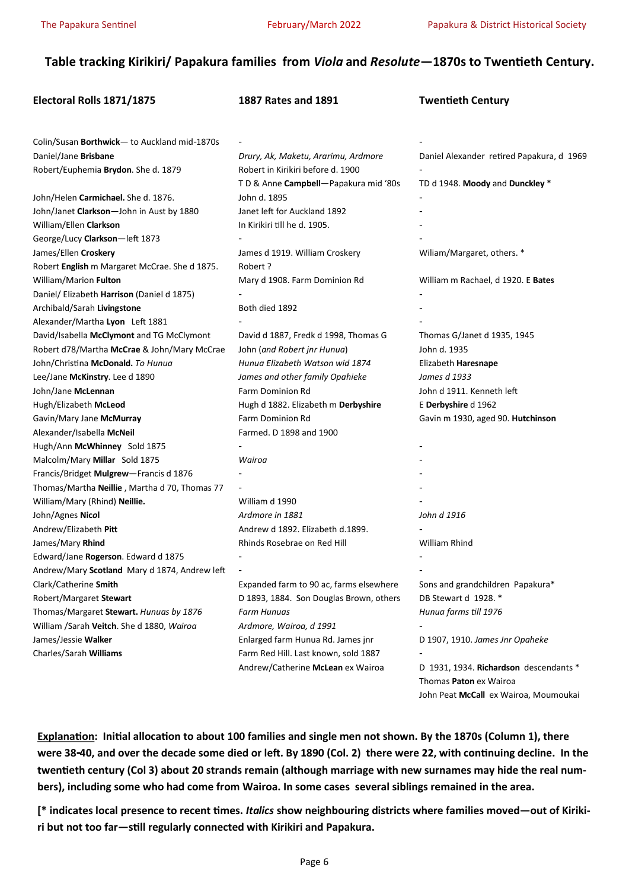## Table tracking Kirikiri/ Papakura families from *Viola* and *Resolute*—1870s to Twentieth Century.

| Electoral Rolls 1871/1875 | 1887 Rates and 1891 | Twentieth Century |
|---|---|---|
| Colin/Susan **Borthwick**— to Auckland mid-1870s | - | - |
| Daniel/Jane **Brisbane** | *Drury, Ak, Maketu, Ararimu, Ardmore* | Daniel Alexander retired Papakura, d 1969 |
| Robert/Euphemia **Brydon**. She d. 1879 | Robert in Kirikiri before d. 1900 | - |
| | T D & Anne **Campbell**—Papakura mid '80s | TD d 1948. **Moody** and **Dunckley** * |
| John/Helen **Carmichael.** She d. 1876. | John d. 1895 | - |
| John/Janet **Clarkson**—John in Aust by 1880 | Janet left for Auckland 1892 | - |
| William/Ellen **Clarkson** | In Kirikiri till he d. 1905. | - |
| George/Lucy **Clarkson**—left 1873 | - | - |
| James/Ellen **Croskery** | James d 1919. William Croskery | Wiliam/Margaret, others. * |
| Robert **English** m Margaret McCrae. She d 1875. | Robert ? | |
| William/Marion **Fulton** | Mary d 1908. Farm Dominion Rd | William m Rachael, d 1920. E **Bates** |
| Daniel/ Elizabeth **Harrison** (Daniel d 1875) | - | - |
| Archibald/Sarah **Livingstone** | Both died 1892 | - |
| Alexander/Martha **Lyon** Left 1881 | - | - |
| David/Isabella **McClymont** and TG McClymont | David d 1887, Fredk d 1998, Thomas G | Thomas G/Janet d 1935, 1945 |
| Robert d78/Martha **McCrae** & John/Mary McCrae | John (*and Robert jnr Hunua*) | John d. 1935 |
| John/Christina **McDonald.** *To Hunua* | *Hunua Elizabeth Watson wid 1874* | Elizabeth **Haresnape** |
| Lee/Jane **McKinstry**. Lee d 1890 | *James and other family Opahieke* | *James d 1933* |
| John/Jane **McLennan** | Farm Dominion Rd | John d 1911. Kenneth left |
| Hugh/Elizabeth **McLeod** | Hugh d 1882. Elizabeth m **Derbyshire** | E **Derbyshire** d 1962 |
| Gavin/Mary Jane **McMurray** | Farm Dominion Rd | Gavin m 1930, aged 90. **Hutchinson** |
| Alexander/Isabella **McNeil** | Farmed. D 1898 and 1900 | |
| Hugh/Ann **McWhinney** Sold 1875 | - | - |
| Malcolm/Mary **Millar** Sold 1875 | *Wairoa* | - |
| Francis/Bridget **Mulgrew**—Francis d 1876 | - | - |
| Thomas/Martha **Neillie** , Martha d 70, Thomas 77 | - | - |
| William (Mary (Rhind) **Neillie.** | William d 1990 | - |
| John/Agnes **Nicol** | *Ardmore in 1881* | *John d 1916* |
| Andrew/Elizabeth **Pitt** | Andrew d 1892. Elizabeth d.1899. | - |
| James/Mary **Rhind** | Rhinds Rosebrae on Red Hill | William Rhind |
| Edward/Jane **Rogerson**. Edward d 1875 | - | - |
| Andrew/Mary **Scotland** Mary d 1874, Andrew left | - | - |
| Clark/Catherine **Smith** | Expanded farm to 90 ac, farms elsewhere | Sons and grandchildren Papakura* |
| Robert/Margaret **Stewart** | D 1893, 1884. Son Douglas Brown, others | DB Stewart d 1928. * |
| Thomas/Margaret **Stewart.** *Hunuas by 1876* | *Farm Hunuas* | *Hunua farms till 1976* |
| William /Sarah **Veitch**. She d 1880, *Wairoa* | *Ardmore, Wairoa, d 1991* | - |
| James/Jessie **Walker** | Enlarged farm Hunua Rd. James jnr | D 1907, 1910. *James Jnr Opaheke* |
| Charles/Sarah **Williams** | Farm Red Hill. Last known, sold 1887 | - |
| | Andrew/Catherine **McLean** ex Wairoa | D 1931, 1934. **Richardson** descendants * |
| | | Thomas **Paton** ex Wairoa |
| | | John Peat **McCall** ex Wairoa, Moumoukai |

**Explanation: Initial allocation to about 100 families and single men not shown. By the 1870s (Column 1), there were 38-40, and over the decade some died or left. By 1890 (Col. 2) there were 22, with continuing decline. In the twentieth century (Col 3) about 20 strands remain (although marriage with new surnames may hide the real numbers), including some who had come from Wairoa. In some cases several siblings remained in the area.**

**[* indicates local presence to recent times. *Italics* show neighbouring districts where families moved—out of Kirikiri but not too far—still regularly connected with Kirikiri and Papakura.**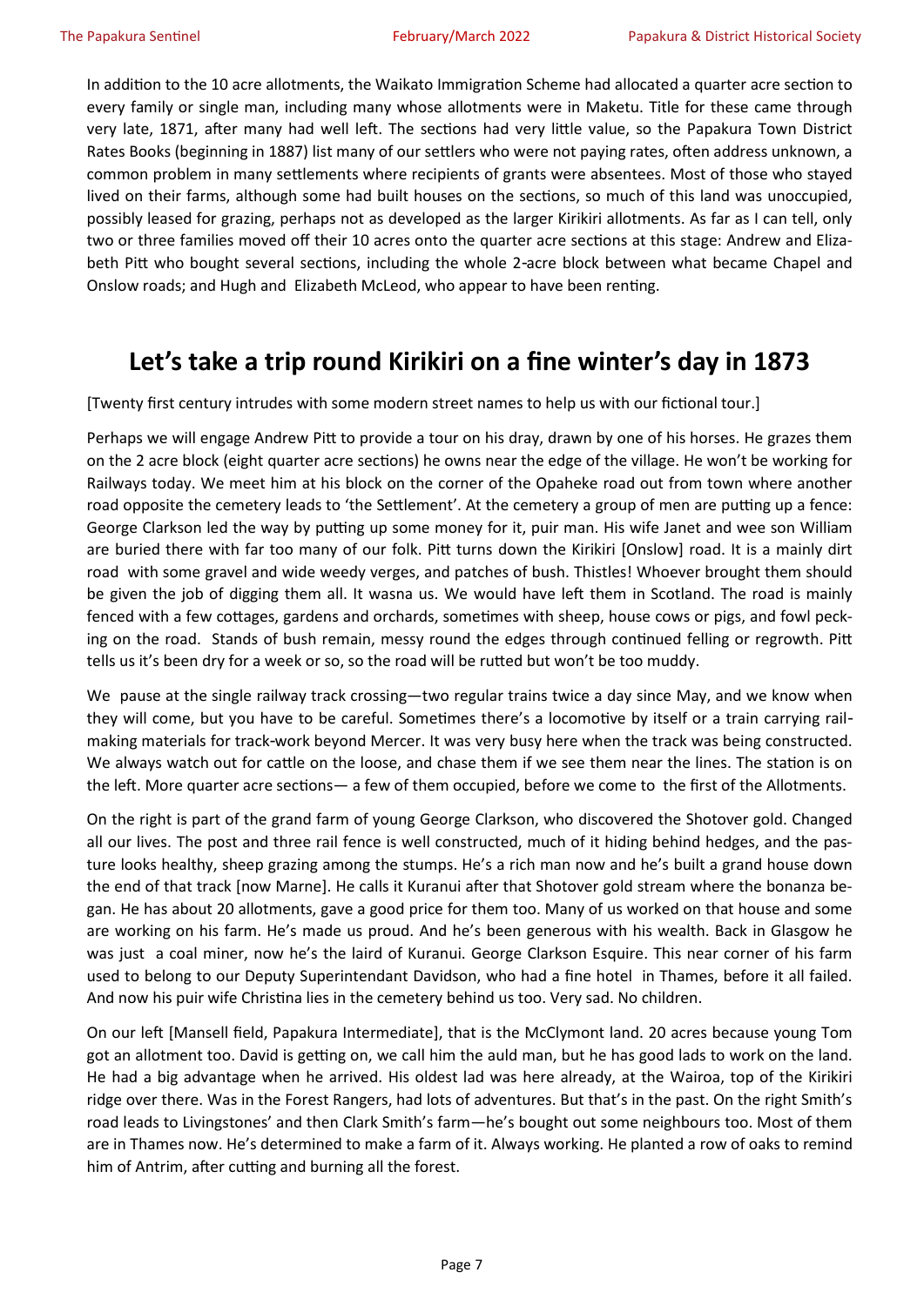In addition to the 10 acre allotments, the Waikato Immigration Scheme had allocated a quarter acre section to every family or single man, including many whose allotments were in Maketu. Title for these came through very late, 1871, after many had well left. The sections had very little value, so the Papakura Town District Rates Books (beginning in 1887) list many of our settlers who were not paying rates, often address unknown, a common problem in many settlements where recipients of grants were absentees. Most of those who stayed lived on their farms, although some had built houses on the sections, so much of this land was unoccupied, possibly leased for grazing, perhaps not as developed as the larger Kirikiri allotments. As far as I can tell, only two or three families moved off their 10 acres onto the quarter acre sections at this stage: Andrew and Elizabeth Pitt who bought several sections, including the whole 2-acre block between what became Chapel and Onslow roads; and Hugh and Elizabeth McLeod, who appear to have been renting.

## Let's take a trip round Kirikiri on a fine winter's day in 1873

[Twenty first century intrudes with some modern street names to help us with our fictional tour.]

Perhaps we will engage Andrew Pitt to provide a tour on his dray, drawn by one of his horses. He grazes them on the 2 acre block (eight quarter acre sections) he owns near the edge of the village. He won't be working for Railways today. We meet him at his block on the corner of the Opaheke road out from town where another road opposite the cemetery leads to 'the Settlement'. At the cemetery a group of men are putting up a fence: George Clarkson led the way by putting up some money for it, puir man. His wife Janet and wee son William are buried there with far too many of our folk. Pitt turns down the Kirikiri [Onslow] road. It is a mainly dirt road with some gravel and wide weedy verges, and patches of bush. Thistles! Whoever brought them should be given the job of digging them all. It wasna us. We would have left them in Scotland. The road is mainly fenced with a few cottages, gardens and orchards, sometimes with sheep, house cows or pigs, and fowl pecking on the road. Stands of bush remain, messy round the edges through continued felling or regrowth. Pitt tells us it's been dry for a week or so, so the road will be rutted but won't be too muddy.

We pause at the single railway track crossing—two regular trains twice a day since May, and we know when they will come, but you have to be careful. Sometimes there's a locomotive by itself or a train carrying rail-making materials for track-work beyond Mercer. It was very busy here when the track was being constructed. We always watch out for cattle on the loose, and chase them if we see them near the lines. The station is on the left. More quarter acre sections— a few of them occupied, before we come to the first of the Allotments.

On the right is part of the grand farm of young George Clarkson, who discovered the Shotover gold. Changed all our lives. The post and three rail fence is well constructed, much of it hiding behind hedges, and the pasture looks healthy, sheep grazing among the stumps. He's a rich man now and he's built a grand house down the end of that track [now Marne]. He calls it Kuranui after that Shotover gold stream where the bonanza began. He has about 20 allotments, gave a good price for them too. Many of us worked on that house and some are working on his farm. He's made us proud. And he's been generous with his wealth. Back in Glasgow he was just a coal miner, now he's the laird of Kuranui. George Clarkson Esquire. This near corner of his farm used to belong to our Deputy Superintendant Davidson, who had a fine hotel in Thames, before it all failed. And now his puir wife Christina lies in the cemetery behind us too. Very sad. No children.

On our left [Mansell field, Papakura Intermediate], that is the McClymont land. 20 acres because young Tom got an allotment too. David is getting on, we call him the auld man, but he has good lads to work on the land. He had a big advantage when he arrived. His oldest lad was here already, at the Wairoa, top of the Kirikiri ridge over there. Was in the Forest Rangers, had lots of adventures. But that's in the past. On the right Smith's road leads to Livingstones' and then Clark Smith's farm—he's bought out some neighbours too. Most of them are in Thames now. He's determined to make a farm of it. Always working. He planted a row of oaks to remind him of Antrim, after cutting and burning all the forest.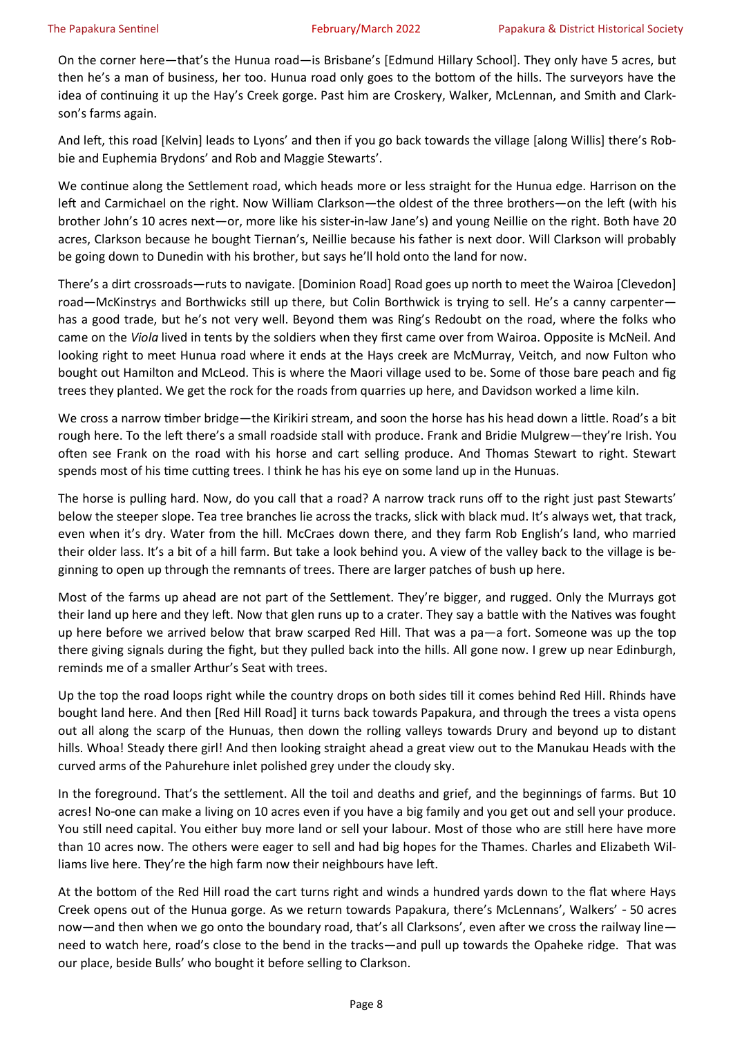On the corner here—that's the Hunua road—is Brisbane's [Edmund Hillary School]. They only have 5 acres, but then he's a man of business, her too. Hunua road only goes to the bottom of the hills. The surveyors have the idea of continuing it up the Hay's Creek gorge. Past him are Croskery, Walker, McLennan, and Smith and Clarkson's farms again.

And left, this road [Kelvin] leads to Lyons' and then if you go back towards the village [along Willis] there's Robbie and Euphemia Brydons' and Rob and Maggie Stewarts'.

We continue along the Settlement road, which heads more or less straight for the Hunua edge. Harrison on the left and Carmichael on the right. Now William Clarkson—the oldest of the three brothers—on the left (with his brother John's 10 acres next—or, more like his sister-in-law Jane's) and young Neillie on the right. Both have 20 acres, Clarkson because he bought Tiernan's, Neillie because his father is next door. Will Clarkson will probably be going down to Dunedin with his brother, but says he'll hold onto the land for now.

There's a dirt crossroads—ruts to navigate. [Dominion Road] Road goes up north to meet the Wairoa [Clevedon] road—McKinstrys and Borthwicks still up there, but Colin Borthwick is trying to sell. He's a canny carpenter—has a good trade, but he's not very well. Beyond them was Ring's Redoubt on the road, where the folks who came on the *Viola* lived in tents by the soldiers when they first came over from Wairoa. Opposite is McNeil. And looking right to meet Hunua road where it ends at the Hays creek are McMurray, Veitch, and now Fulton who bought out Hamilton and McLeod. This is where the Maori village used to be. Some of those bare peach and fig trees they planted. We get the rock for the roads from quarries up here, and Davidson worked a lime kiln.

We cross a narrow timber bridge—the Kirikiri stream, and soon the horse has his head down a little. Road's a bit rough here. To the left there's a small roadside stall with produce. Frank and Bridie Mulgrew—they're Irish. You often see Frank on the road with his horse and cart selling produce. And Thomas Stewart to right. Stewart spends most of his time cutting trees. I think he has his eye on some land up in the Hunuas.

The horse is pulling hard. Now, do you call that a road? A narrow track runs off to the right just past Stewarts' below the steeper slope. Tea tree branches lie across the tracks, slick with black mud. It's always wet, that track, even when it's dry. Water from the hill. McCraes down there, and they farm Rob English's land, who married their older lass. It's a bit of a hill farm. But take a look behind you. A view of the valley back to the village is beginning to open up through the remnants of trees. There are larger patches of bush up here.

Most of the farms up ahead are not part of the Settlement. They're bigger, and rugged. Only the Murrays got their land up here and they left. Now that glen runs up to a crater. They say a battle with the Natives was fought up here before we arrived below that braw scarped Red Hill. That was a pa—a fort. Someone was up the top there giving signals during the fight, but they pulled back into the hills. All gone now. I grew up near Edinburgh, reminds me of a smaller Arthur's Seat with trees.

Up the top the road loops right while the country drops on both sides till it comes behind Red Hill. Rhinds have bought land here. And then [Red Hill Road] it turns back towards Papakura, and through the trees a vista opens out all along the scarp of the Hunuas, then down the rolling valleys towards Drury and beyond up to distant hills. Whoa! Steady there girl! And then looking straight ahead a great view out to the Manukau Heads with the curved arms of the Pahurehure inlet polished grey under the cloudy sky.

In the foreground. That's the settlement. All the toil and deaths and grief, and the beginnings of farms. But 10 acres! No-one can make a living on 10 acres even if you have a big family and you get out and sell your produce. You still need capital. You either buy more land or sell your labour. Most of those who are still here have more than 10 acres now. The others were eager to sell and had big hopes for the Thames. Charles and Elizabeth Williams live here. They're the high farm now their neighbours have left.

At the bottom of the Red Hill road the cart turns right and winds a hundred yards down to the flat where Hays Creek opens out of the Hunua gorge. As we return towards Papakura, there's McLennans', Walkers' - 50 acres now—and then when we go onto the boundary road, that's all Clarksons', even after we cross the railway line—need to watch here, road's close to the bend in the tracks—and pull up towards the Opaheke ridge. That was our place, beside Bulls' who bought it before selling to Clarkson.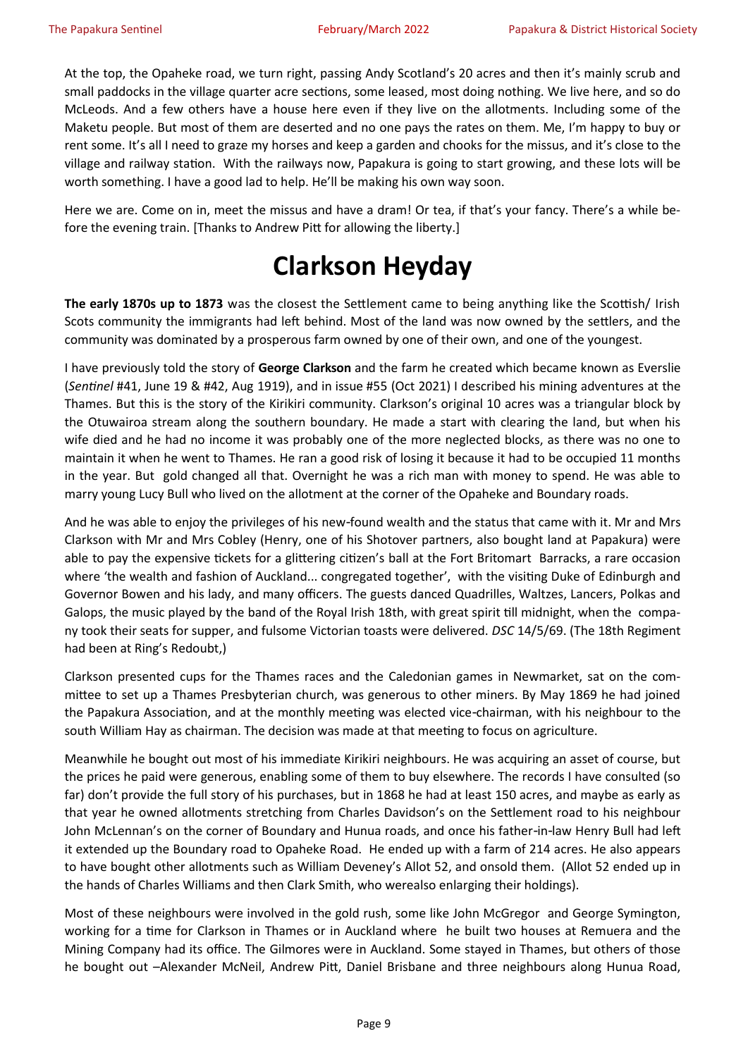At the top, the Opaheke road, we turn right, passing Andy Scotland's 20 acres and then it's mainly scrub and small paddocks in the village quarter acre sections, some leased, most doing nothing. We live here, and so do McLeods. And a few others have a house here even if they live on the allotments. Including some of the Maketu people. But most of them are deserted and no one pays the rates on them. Me, I'm happy to buy or rent some. It's all I need to graze my horses and keep a garden and chooks for the missus, and it's close to the village and railway station. With the railways now, Papakura is going to start growing, and these lots will be worth something. I have a good lad to help. He'll be making his own way soon.

Here we are. Come on in, meet the missus and have a dram! Or tea, if that's your fancy. There's a while before the evening train. [Thanks to Andrew Pitt for allowing the liberty.]

# Clarkson Heyday

**The early 1870s up to 1873** was the closest the Settlement came to being anything like the Scottish/ Irish Scots community the immigrants had left behind. Most of the land was now owned by the settlers, and the community was dominated by a prosperous farm owned by one of their own, and one of the youngest.

I have previously told the story of **George Clarkson** and the farm he created which became known as Everslie (*Sentinel* #41, June 19 & #42, Aug 1919), and in issue #55 (Oct 2021) I described his mining adventures at the Thames. But this is the story of the Kirikiri community. Clarkson's original 10 acres was a triangular block by the Otuwairoa stream along the southern boundary. He made a start with clearing the land, but when his wife died and he had no income it was probably one of the more neglected blocks, as there was no one to maintain it when he went to Thames. He ran a good risk of losing it because it had to be occupied 11 months in the year. But gold changed all that. Overnight he was a rich man with money to spend. He was able to marry young Lucy Bull who lived on the allotment at the corner of the Opaheke and Boundary roads.

And he was able to enjoy the privileges of his new-found wealth and the status that came with it. Mr and Mrs Clarkson with Mr and Mrs Cobley (Henry, one of his Shotover partners, also bought land at Papakura) were able to pay the expensive tickets for a glittering citizen's ball at the Fort Britomart Barracks, a rare occasion where 'the wealth and fashion of Auckland... congregated together', with the visiting Duke of Edinburgh and Governor Bowen and his lady, and many officers. The guests danced Quadrilles, Waltzes, Lancers, Polkas and Galops, the music played by the band of the Royal Irish 18th, with great spirit till midnight, when the company took their seats for supper, and fulsome Victorian toasts were delivered. *DSC* 14/5/69. (The 18th Regiment had been at Ring's Redoubt,)

Clarkson presented cups for the Thames races and the Caledonian games in Newmarket, sat on the committee to set up a Thames Presbyterian church, was generous to other miners. By May 1869 he had joined the Papakura Association, and at the monthly meeting was elected vice-chairman, with his neighbour to the south William Hay as chairman. The decision was made at that meeting to focus on agriculture.

Meanwhile he bought out most of his immediate Kirikiri neighbours. He was acquiring an asset of course, but the prices he paid were generous, enabling some of them to buy elsewhere. The records I have consulted (so far) don't provide the full story of his purchases, but in 1868 he had at least 150 acres, and maybe as early as that year he owned allotments stretching from Charles Davidson's on the Settlement road to his neighbour John McLennan's on the corner of Boundary and Hunua roads, and once his father-in-law Henry Bull had left it extended up the Boundary road to Opaheke Road. He ended up with a farm of 214 acres. He also appears to have bought other allotments such as William Deveney's Allot 52, and onsold them. (Allot 52 ended up in the hands of Charles Williams and then Clark Smith, who werealso enlarging their holdings).

Most of these neighbours were involved in the gold rush, some like John McGregor and George Symington, working for a time for Clarkson in Thames or in Auckland where he built two houses at Remuera and the Mining Company had its office. The Gilmores were in Auckland. Some stayed in Thames, but others of those he bought out –Alexander McNeil, Andrew Pitt, Daniel Brisbane and three neighbours along Hunua Road,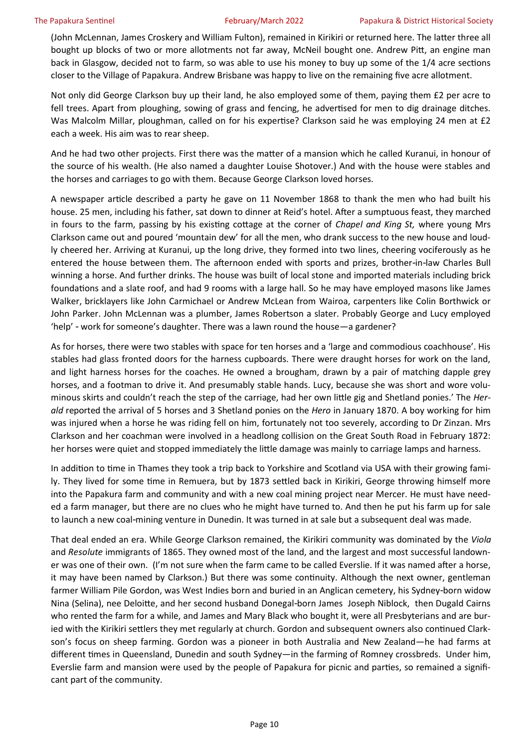(John McLennan, James Croskery and William Fulton), remained in Kirikiri or returned here. The latter three all bought up blocks of two or more allotments not far away, McNeil bought one. Andrew Pitt, an engine man back in Glasgow, decided not to farm, so was able to use his money to buy up some of the 1/4 acre sections closer to the Village of Papakura. Andrew Brisbane was happy to live on the remaining five acre allotment.

Not only did George Clarkson buy up their land, he also employed some of them, paying them £2 per acre to fell trees. Apart from ploughing, sowing of grass and fencing, he advertised for men to dig drainage ditches. Was Malcolm Millar, ploughman, called on for his expertise? Clarkson said he was employing 24 men at £2 each a week. His aim was to rear sheep.

And he had two other projects. First there was the matter of a mansion which he called Kuranui, in honour of the source of his wealth. (He also named a daughter Louise Shotover.) And with the house were stables and the horses and carriages to go with them. Because George Clarkson loved horses.

A newspaper article described a party he gave on 11 November 1868 to thank the men who had built his house. 25 men, including his father, sat down to dinner at Reid's hotel. After a sumptuous feast, they marched in fours to the farm, passing by his existing cottage at the corner of *Chapel and King St,* where young Mrs Clarkson came out and poured 'mountain dew' for all the men, who drank success to the new house and loudly cheered her. Arriving at Kuranui, up the long drive, they formed into two lines, cheering vociferously as he entered the house between them. The afternoon ended with sports and prizes, brother-in-law Charles Bull winning a horse. And further drinks. The house was built of local stone and imported materials including brick foundations and a slate roof, and had 9 rooms with a large hall. So he may have employed masons like James Walker, bricklayers like John Carmichael or Andrew McLean from Wairoa, carpenters like Colin Borthwick or John Parker. John McLennan was a plumber, James Robertson a slater. Probably George and Lucy employed 'help' - work for someone's daughter. There was a lawn round the house—a gardener?

As for horses, there were two stables with space for ten horses and a 'large and commodious coachhouse'. His stables had glass fronted doors for the harness cupboards. There were draught horses for work on the land, and light harness horses for the coaches. He owned a brougham, drawn by a pair of matching dapple grey horses, and a footman to drive it. And presumably stable hands. Lucy, because she was short and wore voluminous skirts and couldn't reach the step of the carriage, had her own little gig and Shetland ponies.' The *Herald* reported the arrival of 5 horses and 3 Shetland ponies on the *Hero* in January 1870. A boy working for him was injured when a horse he was riding fell on him, fortunately not too severely, according to Dr Zinzan. Mrs Clarkson and her coachman were involved in a headlong collision on the Great South Road in February 1872: her horses were quiet and stopped immediately the little damage was mainly to carriage lamps and harness.

In addition to time in Thames they took a trip back to Yorkshire and Scotland via USA with their growing family. They lived for some time in Remuera, but by 1873 settled back in Kirikiri, George throwing himself more into the Papakura farm and community and with a new coal mining project near Mercer. He must have needed a farm manager, but there are no clues who he might have turned to. And then he put his farm up for sale to launch a new coal-mining venture in Dunedin. It was turned in at sale but a subsequent deal was made.

That deal ended an era. While George Clarkson remained, the Kirikiri community was dominated by the *Viola* and *Resolute* immigrants of 1865. They owned most of the land, and the largest and most successful landowner was one of their own. (I'm not sure when the farm came to be called Everslie. If it was named after a horse, it may have been named by Clarkson.) But there was some continuity. Although the next owner, gentleman farmer William Pile Gordon, was West Indies born and buried in an Anglican cemetery, his Sydney-born widow Nina (Selina), nee Deloitte, and her second husband Donegal-born James Joseph Niblock, then Dugald Cairns who rented the farm for a while, and James and Mary Black who bought it, were all Presbyterians and are buried with the Kirikiri settlers they met regularly at church. Gordon and subsequent owners also continued Clarkson's focus on sheep farming. Gordon was a pioneer in both Australia and New Zealand—he had farms at different times in Queensland, Dunedin and south Sydney—in the farming of Romney crossbreds. Under him, Everslie farm and mansion were used by the people of Papakura for picnic and parties, so remained a significant part of the community.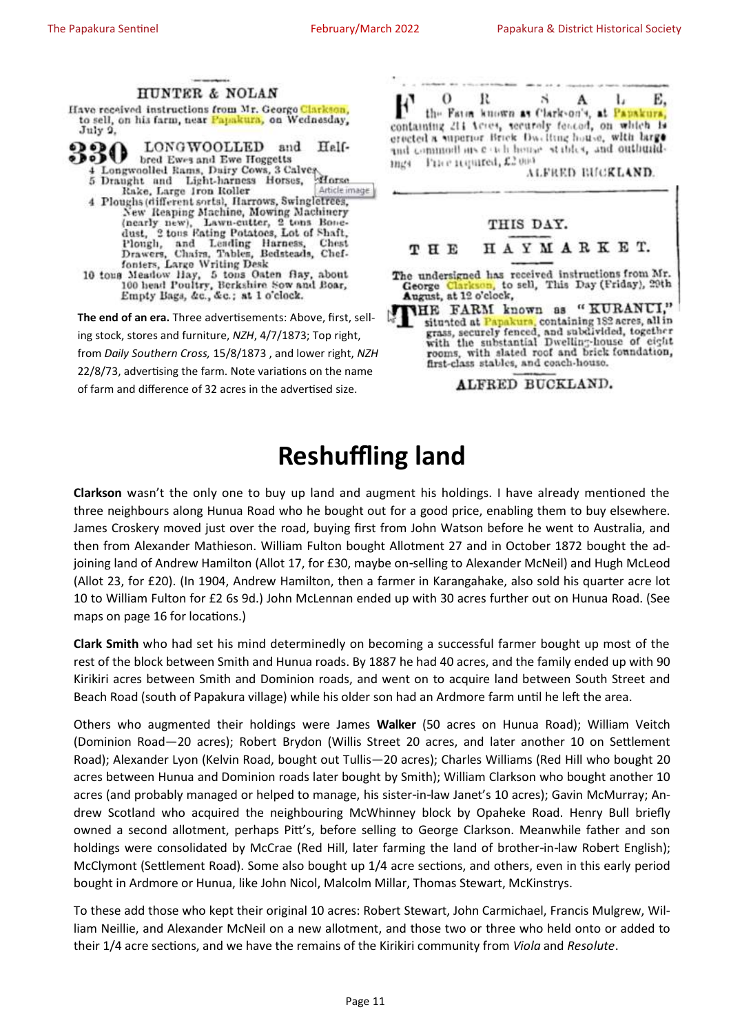HUNTER & NOLAN

Have received instructions from Mr. George Clarkson, to sell, on his farm, near Papakura, on Wednesday, July 9,

330 LONGWOOLLED and Half-bred Ewes and Ewe Hoggetts

4 Longwoolled Rams, Dairy Cows, 3 Calves
5 Draught and Light-harness Horses, Horse Rake, Large Iron Roller
4 Ploughs (different sorts), Harrows, Swingletrees, New Reaping Machine, Mowing Machinery (nearly new), Lawn-cutter, 2 tons Bone-dust, 2 tons Eating Potatoes, Lot of Shaft, Plough, and Leading Harness, Chest Drawers, Chairs, Tables, Bedsteads, Cheffoniers, Large Writing Desk
10 tons Meadow Hay, 5 tons Oaten Hay, about 100 head Poultry, Berkshire Sow and Boar, Empty Bags, &c., &c.; at 1 o'clock.

FOR SALE,

the Farm known as Clarkson's, at Papakura, containing 214 Acres, securely fenced, on which is erected a superior Brick Dwelling house, with large and commodious coach house stables, and outbuildings. Price required, £2000

ALFRED BUCKLAND.

THIS DAY.

THE HAYMARKET.

The undersigned has received instructions from Mr. George Clarkson, to sell, This Day (Friday), 29th August, at 12 o'clock,

THE FARM known as "KURANUI," situated at Papakura, containing 182 acres, all in grass, securely fenced, and subdivided, together with the substantial Dwelling-house of eight rooms, with slated roof and brick foundation, first-class stables, and coach-house.

ALFRED BUCKLAND.

**The end of an era.** Three advertisements: Above, first, selling stock, stores and furniture, *NZH*, 4/7/1873; Top right, from *Daily Southern Cross,* 15/8/1873 , and lower right, *NZH* 22/8/73, advertising the farm. Note variations on the name of farm and difference of 32 acres in the advertised size.

# Reshuffling land

**Clarkson** wasn't the only one to buy up land and augment his holdings. I have already mentioned the three neighbours along Hunua Road who he bought out for a good price, enabling them to buy elsewhere. James Croskery moved just over the road, buying first from John Watson before he went to Australia, and then from Alexander Mathieson. William Fulton bought Allotment 27 and in October 1872 bought the adjoining land of Andrew Hamilton (Allot 17, for £30, maybe on-selling to Alexander McNeil) and Hugh McLeod (Allot 23, for £20). (In 1904, Andrew Hamilton, then a farmer in Karangahake, also sold his quarter acre lot 10 to William Fulton for £2 6s 9d.) John McLennan ended up with 30 acres further out on Hunua Road. (See maps on page 16 for locations.)

**Clark Smith** who had set his mind determinedly on becoming a successful farmer bought up most of the rest of the block between Smith and Hunua roads. By 1887 he had 40 acres, and the family ended up with 90 Kirikiri acres between Smith and Dominion roads, and went on to acquire land between South Street and Beach Road (south of Papakura village) while his older son had an Ardmore farm until he left the area.

Others who augmented their holdings were James **Walker** (50 acres on Hunua Road); William Veitch (Dominion Road—20 acres); Robert Brydon (Willis Street 20 acres, and later another 10 on Settlement Road); Alexander Lyon (Kelvin Road, bought out Tullis—20 acres); Charles Williams (Red Hill who bought 20 acres between Hunua and Dominion roads later bought by Smith); William Clarkson who bought another 10 acres (and probably managed or helped to manage, his sister-in-law Janet's 10 acres); Gavin McMurray; Andrew Scotland who acquired the neighbouring McWhinney block by Opaheke Road. Henry Bull briefly owned a second allotment, perhaps Pitt's, before selling to George Clarkson. Meanwhile father and son holdings were consolidated by McCrae (Red Hill, later farming the land of brother-in-law Robert English); McClymont (Settlement Road). Some also bought up 1/4 acre sections, and others, even in this early period bought in Ardmore or Hunua, like John Nicol, Malcolm Millar, Thomas Stewart, McKinstrys.

To these add those who kept their original 10 acres: Robert Stewart, John Carmichael, Francis Mulgrew, William Neillie, and Alexander McNeil on a new allotment, and those two or three who held onto or added to their 1/4 acre sections, and we have the remains of the Kirikiri community from *Viola* and *Resolute*.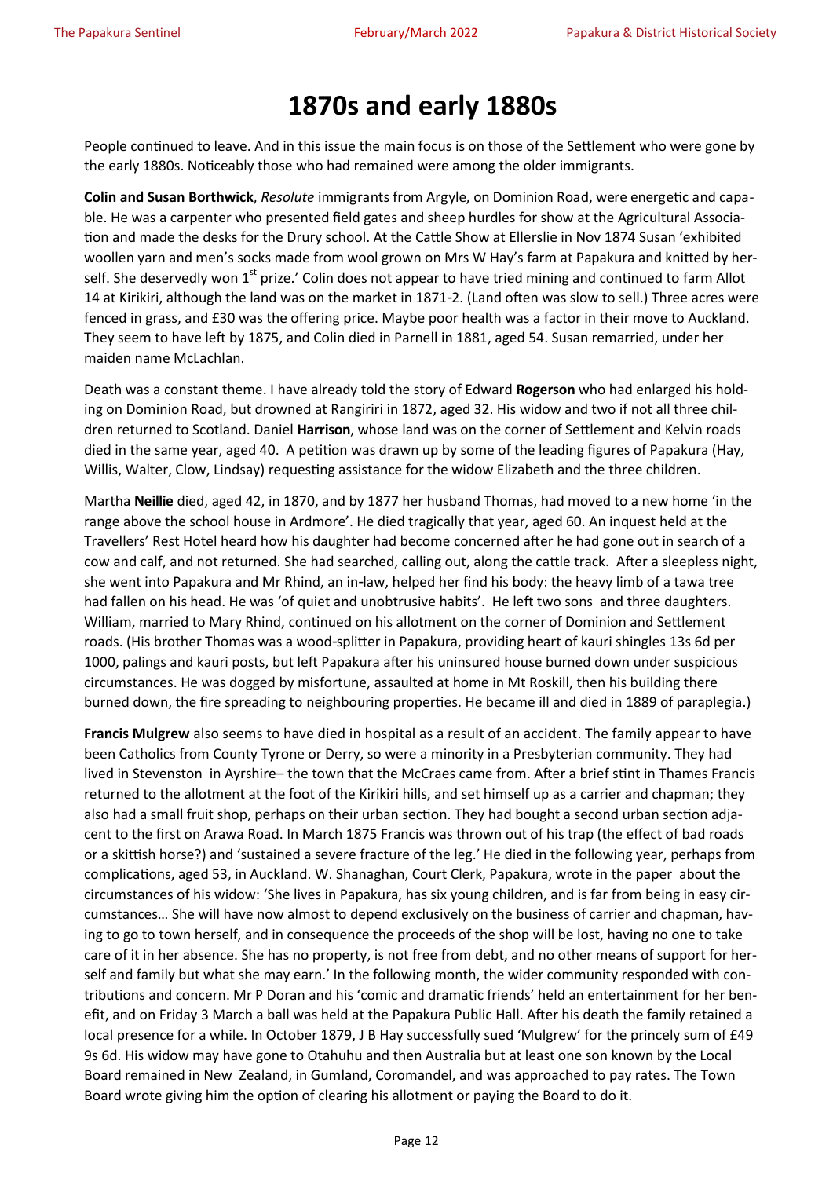# 1870s and early 1880s

People continued to leave. And in this issue the main focus is on those of the Settlement who were gone by the early 1880s. Noticeably those who had remained were among the older immigrants.

**Colin and Susan Borthwick**, *Resolute* immigrants from Argyle, on Dominion Road, were energetic and capable. He was a carpenter who presented field gates and sheep hurdles for show at the Agricultural Association and made the desks for the Drury school. At the Cattle Show at Ellerslie in Nov 1874 Susan 'exhibited woollen yarn and men's socks made from wool grown on Mrs W Hay's farm at Papakura and knitted by herself. She deservedly won 1st prize.' Colin does not appear to have tried mining and continued to farm Allot 14 at Kirikiri, although the land was on the market in 1871-2. (Land often was slow to sell.) Three acres were fenced in grass, and £30 was the offering price. Maybe poor health was a factor in their move to Auckland. They seem to have left by 1875, and Colin died in Parnell in 1881, aged 54. Susan remarried, under her maiden name McLachlan.

Death was a constant theme. I have already told the story of Edward **Rogerson** who had enlarged his holding on Dominion Road, but drowned at Rangiriri in 1872, aged 32. His widow and two if not all three children returned to Scotland. Daniel **Harrison**, whose land was on the corner of Settlement and Kelvin roads died in the same year, aged 40. A petition was drawn up by some of the leading figures of Papakura (Hay, Willis, Walter, Clow, Lindsay) requesting assistance for the widow Elizabeth and the three children.

Martha **Neillie** died, aged 42, in 1870, and by 1877 her husband Thomas, had moved to a new home 'in the range above the school house in Ardmore'. He died tragically that year, aged 60. An inquest held at the Travellers' Rest Hotel heard how his daughter had become concerned after he had gone out in search of a cow and calf, and not returned. She had searched, calling out, along the cattle track. After a sleepless night, she went into Papakura and Mr Rhind, an in-law, helped her find his body: the heavy limb of a tawa tree had fallen on his head. He was 'of quiet and unobtrusive habits'. He left two sons and three daughters. William, married to Mary Rhind, continued on his allotment on the corner of Dominion and Settlement roads. (His brother Thomas was a wood-splitter in Papakura, providing heart of kauri shingles 13s 6d per 1000, palings and kauri posts, but left Papakura after his uninsured house burned down under suspicious circumstances. He was dogged by misfortune, assaulted at home in Mt Roskill, then his building there burned down, the fire spreading to neighbouring properties. He became ill and died in 1889 of paraplegia.)

**Francis Mulgrew** also seems to have died in hospital as a result of an accident. The family appear to have been Catholics from County Tyrone or Derry, so were a minority in a Presbyterian community. They had lived in Stevenston in Ayrshire– the town that the McCraes came from. After a brief stint in Thames Francis returned to the allotment at the foot of the Kirikiri hills, and set himself up as a carrier and chapman; they also had a small fruit shop, perhaps on their urban section. They had bought a second urban section adjacent to the first on Arawa Road. In March 1875 Francis was thrown out of his trap (the effect of bad roads or a skittish horse?) and 'sustained a severe fracture of the leg.' He died in the following year, perhaps from complications, aged 53, in Auckland. W. Shanaghan, Court Clerk, Papakura, wrote in the paper about the circumstances of his widow: 'She lives in Papakura, has six young children, and is far from being in easy circumstances… She will have now almost to depend exclusively on the business of carrier and chapman, having to go to town herself, and in consequence the proceeds of the shop will be lost, having no one to take care of it in her absence. She has no property, is not free from debt, and no other means of support for herself and family but what she may earn.' In the following month, the wider community responded with contributions and concern. Mr P Doran and his 'comic and dramatic friends' held an entertainment for her benefit, and on Friday 3 March a ball was held at the Papakura Public Hall. After his death the family retained a local presence for a while. In October 1879, J B Hay successfully sued 'Mulgrew' for the princely sum of £49 9s 6d. His widow may have gone to Otahuhu and then Australia but at least one son known by the Local Board remained in New Zealand, in Gumland, Coromandel, and was approached to pay rates. The Town Board wrote giving him the option of clearing his allotment or paying the Board to do it.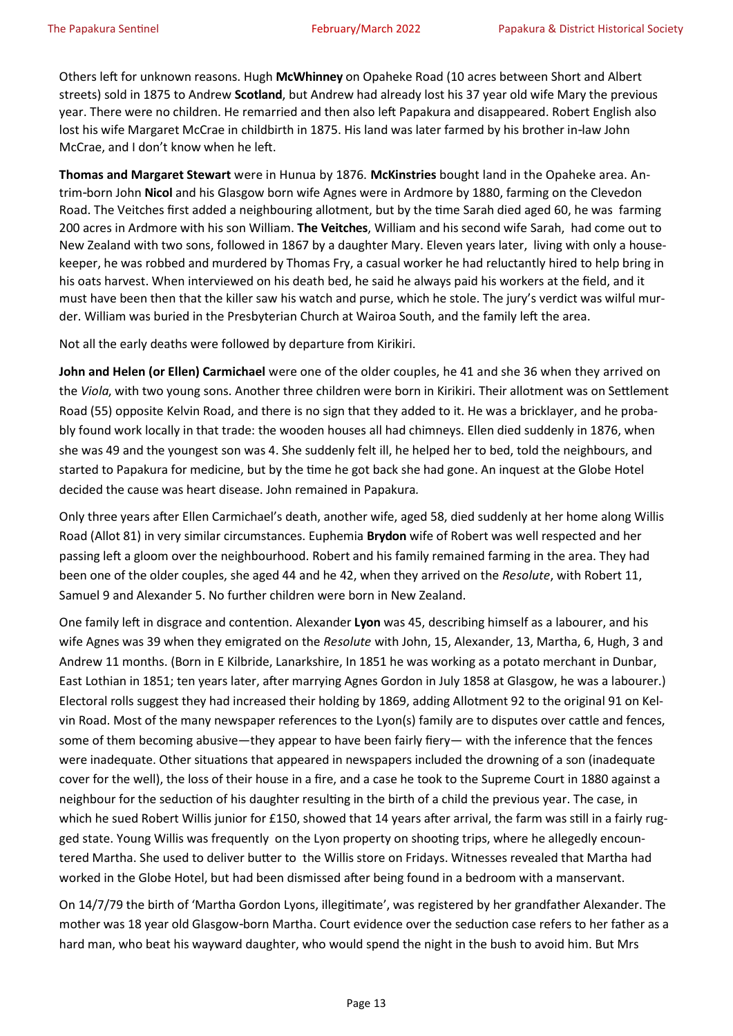Others left for unknown reasons. Hugh **McWhinney** on Opaheke Road (10 acres between Short and Albert streets) sold in 1875 to Andrew **Scotland**, but Andrew had already lost his 37 year old wife Mary the previous year. There were no children. He remarried and then also left Papakura and disappeared. Robert English also lost his wife Margaret McCrae in childbirth in 1875. His land was later farmed by his brother in-law John McCrae, and I don't know when he left.

**Thomas and Margaret Stewart** were in Hunua by 1876. **McKinstries** bought land in the Opaheke area. Antrim-born John **Nicol** and his Glasgow born wife Agnes were in Ardmore by 1880, farming on the Clevedon Road. The Veitches first added a neighbouring allotment, but by the time Sarah died aged 60, he was farming 200 acres in Ardmore with his son William. **The Veitches**, William and his second wife Sarah, had come out to New Zealand with two sons, followed in 1867 by a daughter Mary. Eleven years later, living with only a housekeeper, he was robbed and murdered by Thomas Fry, a casual worker he had reluctantly hired to help bring in his oats harvest. When interviewed on his death bed, he said he always paid his workers at the field, and it must have been then that the killer saw his watch and purse, which he stole. The jury's verdict was wilful murder. William was buried in the Presbyterian Church at Wairoa South, and the family left the area.

Not all the early deaths were followed by departure from Kirikiri.

**John and Helen (or Ellen) Carmichael** were one of the older couples, he 41 and she 36 when they arrived on the *Viola*, with two young sons. Another three children were born in Kirikiri. Their allotment was on Settlement Road (55) opposite Kelvin Road, and there is no sign that they added to it. He was a bricklayer, and he probably found work locally in that trade: the wooden houses all had chimneys. Ellen died suddenly in 1876, when she was 49 and the youngest son was 4. She suddenly felt ill, he helped her to bed, told the neighbours, and started to Papakura for medicine, but by the time he got back she had gone. An inquest at the Globe Hotel decided the cause was heart disease. John remained in Papakura.

Only three years after Ellen Carmichael's death, another wife, aged 58, died suddenly at her home along Willis Road (Allot 81) in very similar circumstances. Euphemia **Brydon** wife of Robert was well respected and her passing left a gloom over the neighbourhood. Robert and his family remained farming in the area. They had been one of the older couples, she aged 44 and he 42, when they arrived on the *Resolute*, with Robert 11, Samuel 9 and Alexander 5. No further children were born in New Zealand.

One family left in disgrace and contention. Alexander **Lyon** was 45, describing himself as a labourer, and his wife Agnes was 39 when they emigrated on the *Resolute* with John, 15, Alexander, 13, Martha, 6, Hugh, 3 and Andrew 11 months. (Born in E Kilbride, Lanarkshire, In 1851 he was working as a potato merchant in Dunbar, East Lothian in 1851; ten years later, after marrying Agnes Gordon in July 1858 at Glasgow, he was a labourer.) Electoral rolls suggest they had increased their holding by 1869, adding Allotment 92 to the original 91 on Kelvin Road. Most of the many newspaper references to the Lyon(s) family are to disputes over cattle and fences, some of them becoming abusive—they appear to have been fairly fiery— with the inference that the fences were inadequate. Other situations that appeared in newspapers included the drowning of a son (inadequate cover for the well), the loss of their house in a fire, and a case he took to the Supreme Court in 1880 against a neighbour for the seduction of his daughter resulting in the birth of a child the previous year. The case, in which he sued Robert Willis junior for £150, showed that 14 years after arrival, the farm was still in a fairly rugged state. Young Willis was frequently on the Lyon property on shooting trips, where he allegedly encountered Martha. She used to deliver butter to the Willis store on Fridays. Witnesses revealed that Martha had worked in the Globe Hotel, but had been dismissed after being found in a bedroom with a manservant.

On 14/7/79 the birth of 'Martha Gordon Lyons, illegitimate', was registered by her grandfather Alexander. The mother was 18 year old Glasgow-born Martha. Court evidence over the seduction case refers to her father as a hard man, who beat his wayward daughter, who would spend the night in the bush to avoid him. But Mrs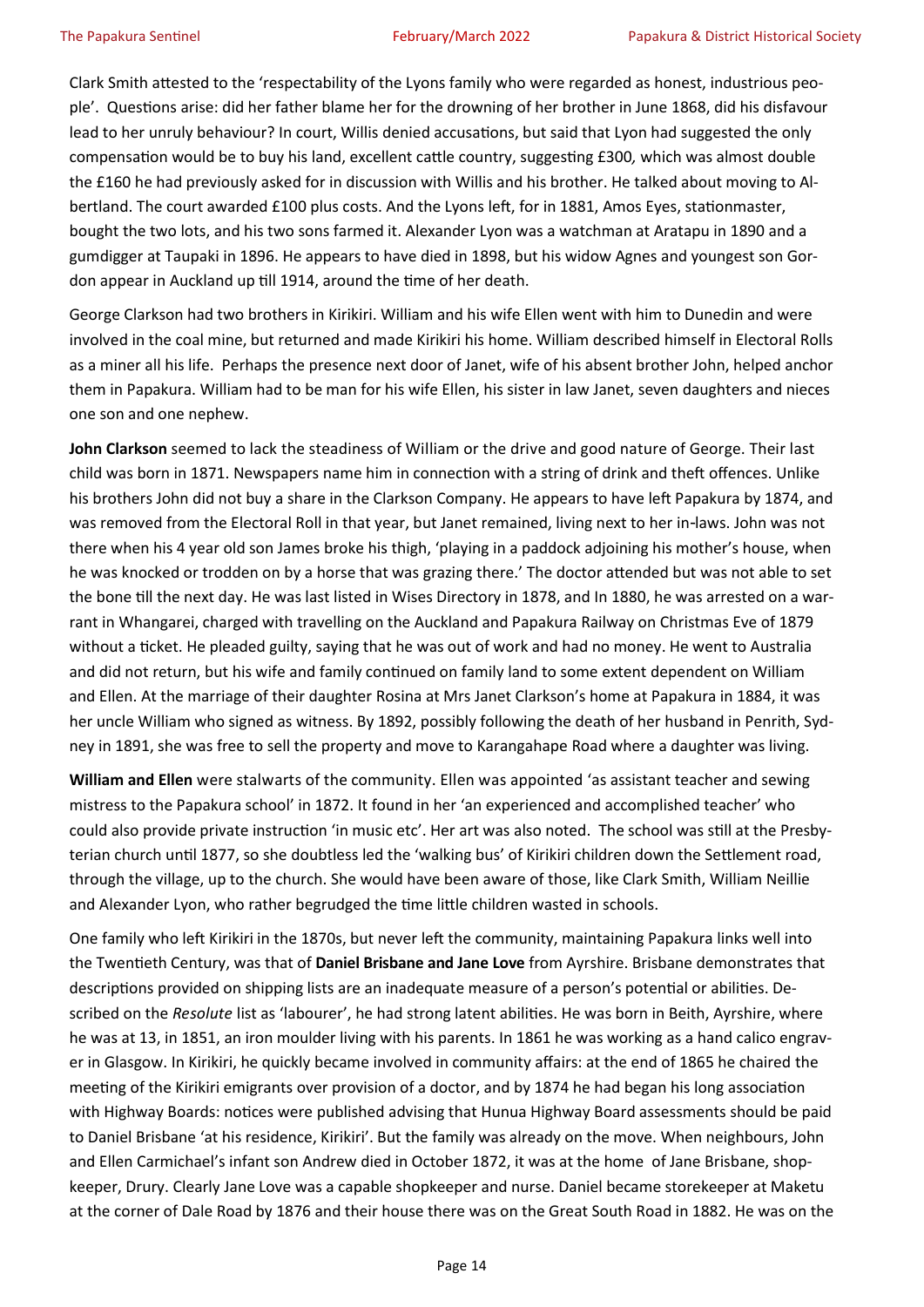Clark Smith attested to the 'respectability of the Lyons family who were regarded as honest, industrious people'. Questions arise: did her father blame her for the drowning of her brother in June 1868, did his disfavour lead to her unruly behaviour? In court, Willis denied accusations, but said that Lyon had suggested the only compensation would be to buy his land, excellent cattle country, suggesting £300*,* which was almost double the £160 he had previously asked for in discussion with Willis and his brother. He talked about moving to Albertland. The court awarded £100 plus costs. And the Lyons left, for in 1881, Amos Eyes, stationmaster, bought the two lots, and his two sons farmed it. Alexander Lyon was a watchman at Aratapu in 1890 and a gumdigger at Taupaki in 1896. He appears to have died in 1898, but his widow Agnes and youngest son Gordon appear in Auckland up till 1914, around the time of her death.

George Clarkson had two brothers in Kirikiri. William and his wife Ellen went with him to Dunedin and were involved in the coal mine, but returned and made Kirikiri his home. William described himself in Electoral Rolls as a miner all his life. Perhaps the presence next door of Janet, wife of his absent brother John, helped anchor them in Papakura. William had to be man for his wife Ellen, his sister in law Janet, seven daughters and nieces one son and one nephew.

**John Clarkson** seemed to lack the steadiness of William or the drive and good nature of George. Their last child was born in 1871. Newspapers name him in connection with a string of drink and theft offences. Unlike his brothers John did not buy a share in the Clarkson Company. He appears to have left Papakura by 1874, and was removed from the Electoral Roll in that year, but Janet remained, living next to her in-laws. John was not there when his 4 year old son James broke his thigh, 'playing in a paddock adjoining his mother's house, when he was knocked or trodden on by a horse that was grazing there.' The doctor attended but was not able to set the bone till the next day. He was last listed in Wises Directory in 1878, and In 1880, he was arrested on a warrant in Whangarei, charged with travelling on the Auckland and Papakura Railway on Christmas Eve of 1879 without a ticket. He pleaded guilty, saying that he was out of work and had no money. He went to Australia and did not return, but his wife and family continued on family land to some extent dependent on William and Ellen. At the marriage of their daughter Rosina at Mrs Janet Clarkson's home at Papakura in 1884, it was her uncle William who signed as witness. By 1892, possibly following the death of her husband in Penrith, Sydney in 1891, she was free to sell the property and move to Karangahape Road where a daughter was living.

**William and Ellen** were stalwarts of the community. Ellen was appointed 'as assistant teacher and sewing mistress to the Papakura school' in 1872. It found in her 'an experienced and accomplished teacher' who could also provide private instruction 'in music etc'. Her art was also noted. The school was still at the Presbyterian church until 1877, so she doubtless led the 'walking bus' of Kirikiri children down the Settlement road, through the village, up to the church. She would have been aware of those, like Clark Smith, William Neillie and Alexander Lyon, who rather begrudged the time little children wasted in schools.

One family who left Kirikiri in the 1870s, but never left the community, maintaining Papakura links well into the Twentieth Century, was that of **Daniel Brisbane and Jane Love** from Ayrshire. Brisbane demonstrates that descriptions provided on shipping lists are an inadequate measure of a person's potential or abilities. Described on the *Resolute* list as 'labourer', he had strong latent abilities. He was born in Beith, Ayrshire, where he was at 13, in 1851, an iron moulder living with his parents. In 1861 he was working as a hand calico engraver in Glasgow. In Kirikiri, he quickly became involved in community affairs: at the end of 1865 he chaired the meeting of the Kirikiri emigrants over provision of a doctor, and by 1874 he had began his long association with Highway Boards: notices were published advising that Hunua Highway Board assessments should be paid to Daniel Brisbane 'at his residence, Kirikiri'. But the family was already on the move. When neighbours, John and Ellen Carmichael's infant son Andrew died in October 1872, it was at the home of Jane Brisbane, shopkeeper, Drury. Clearly Jane Love was a capable shopkeeper and nurse. Daniel became storekeeper at Maketu at the corner of Dale Road by 1876 and their house there was on the Great South Road in 1882. He was on the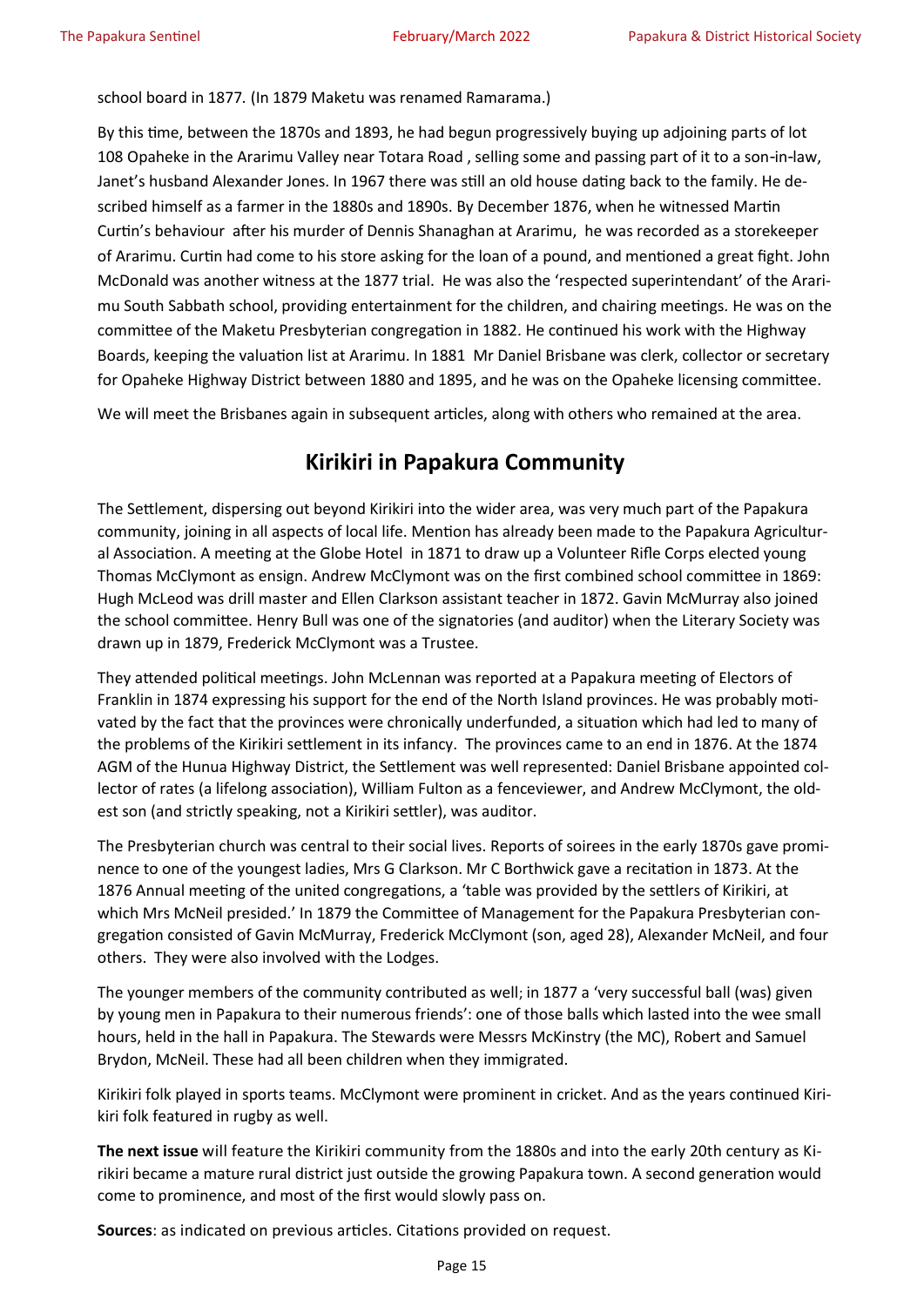school board in 1877. (In 1879 Maketu was renamed Ramarama.)

By this time, between the 1870s and 1893, he had begun progressively buying up adjoining parts of lot 108 Opaheke in the Ararimu Valley near Totara Road , selling some and passing part of it to a son-in-law, Janet's husband Alexander Jones. In 1967 there was still an old house dating back to the family. He described himself as a farmer in the 1880s and 1890s. By December 1876, when he witnessed Martin Curtin's behaviour after his murder of Dennis Shanaghan at Ararimu, he was recorded as a storekeeper of Ararimu. Curtin had come to his store asking for the loan of a pound, and mentioned a great fight. John McDonald was another witness at the 1877 trial. He was also the 'respected superintendant' of the Ararimu South Sabbath school, providing entertainment for the children, and chairing meetings. He was on the committee of the Maketu Presbyterian congregation in 1882. He continued his work with the Highway Boards, keeping the valuation list at Ararimu. In 1881 Mr Daniel Brisbane was clerk, collector or secretary for Opaheke Highway District between 1880 and 1895, and he was on the Opaheke licensing committee.

We will meet the Brisbanes again in subsequent articles, along with others who remained at the area.

## Kirikiri in Papakura Community

The Settlement, dispersing out beyond Kirikiri into the wider area, was very much part of the Papakura community, joining in all aspects of local life. Mention has already been made to the Papakura Agricultural Association. A meeting at the Globe Hotel in 1871 to draw up a Volunteer Rifle Corps elected young Thomas McClymont as ensign. Andrew McClymont was on the first combined school committee in 1869: Hugh McLeod was drill master and Ellen Clarkson assistant teacher in 1872. Gavin McMurray also joined the school committee. Henry Bull was one of the signatories (and auditor) when the Literary Society was drawn up in 1879, Frederick McClymont was a Trustee.

They attended political meetings. John McLennan was reported at a Papakura meeting of Electors of Franklin in 1874 expressing his support for the end of the North Island provinces. He was probably motivated by the fact that the provinces were chronically underfunded, a situation which had led to many of the problems of the Kirikiri settlement in its infancy. The provinces came to an end in 1876. At the 1874 AGM of the Hunua Highway District, the Settlement was well represented: Daniel Brisbane appointed collector of rates (a lifelong association), William Fulton as a fenceviewer, and Andrew McClymont, the oldest son (and strictly speaking, not a Kirikiri settler), was auditor.

The Presbyterian church was central to their social lives. Reports of soirees in the early 1870s gave prominence to one of the youngest ladies, Mrs G Clarkson. Mr C Borthwick gave a recitation in 1873. At the 1876 Annual meeting of the united congregations, a 'table was provided by the settlers of Kirikiri, at which Mrs McNeil presided.' In 1879 the Committee of Management for the Papakura Presbyterian congregation consisted of Gavin McMurray, Frederick McClymont (son, aged 28), Alexander McNeil, and four others. They were also involved with the Lodges.

The younger members of the community contributed as well; in 1877 a 'very successful ball (was) given by young men in Papakura to their numerous friends': one of those balls which lasted into the wee small hours, held in the hall in Papakura. The Stewards were Messrs McKinstry (the MC), Robert and Samuel Brydon, McNeil. These had all been children when they immigrated.

Kirikiri folk played in sports teams. McClymont were prominent in cricket. And as the years continued Kirikiri folk featured in rugby as well.

**The next issue** will feature the Kirikiri community from the 1880s and into the early 20th century as Kirikiri became a mature rural district just outside the growing Papakura town. A second generation would come to prominence, and most of the first would slowly pass on.

**Sources**: as indicated on previous articles. Citations provided on request.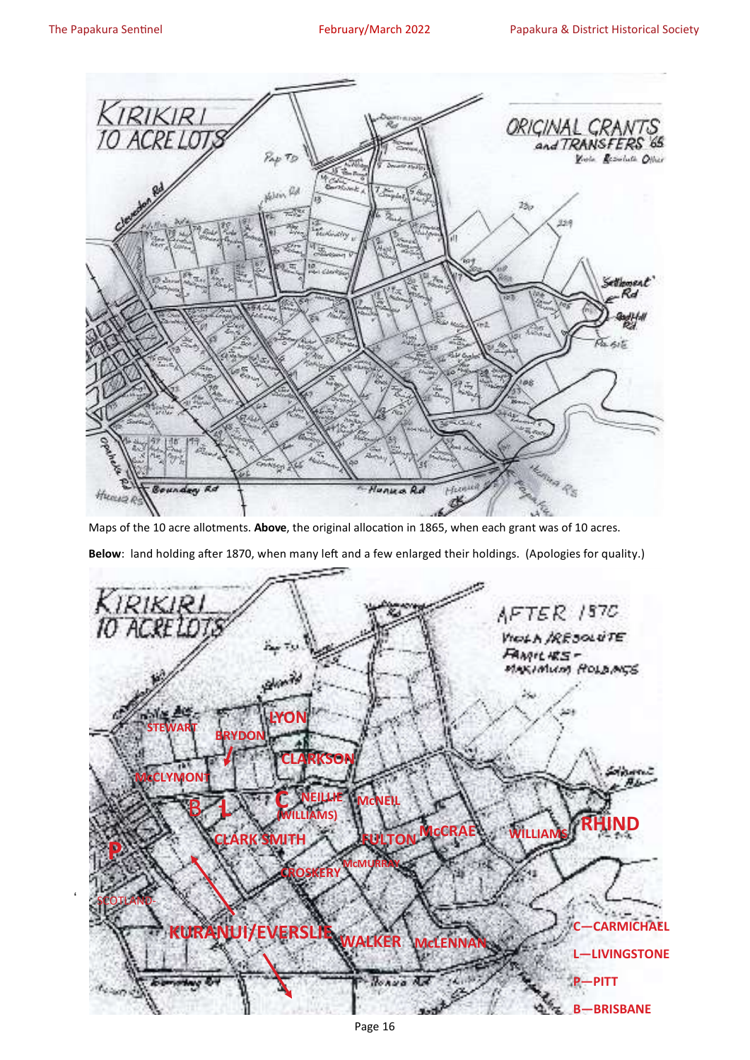Maps of the 10 acre allotments. **Above**, the original allocation in 1865, when each grant was of 10 acres.

**Below**: land holding after 1870, when many left and a few enlarged their holdings. (Apologies for quality.)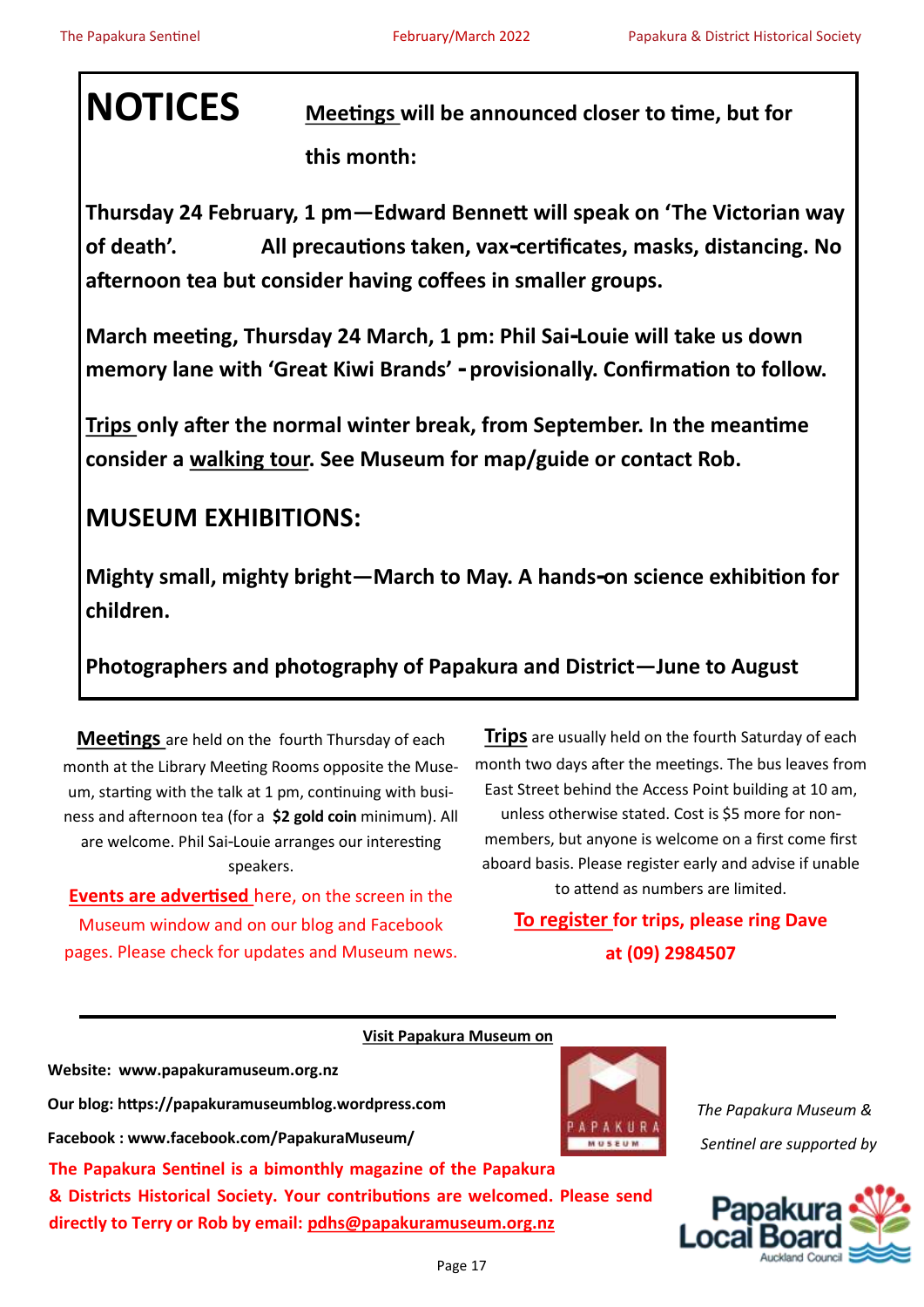# NOTICES

**<u>Meetings</u> will be announced closer to time, but for this month:**

**Thursday 24 February, 1 pm—Edward Bennett will speak on 'The Victorian way of death'. All precautions taken, vax-certificates, masks, distancing. No afternoon tea but consider having coffees in smaller groups.**

**March meeting, Thursday 24 March, 1 pm: Phil Sai-Louie will take us down memory lane with 'Great Kiwi Brands' - provisionally. Confirmation to follow.**

**<u>Trips</u> only after the normal winter break, from September. In the meantime consider a <u>walking tour</u>. See Museum for map/guide or contact Rob.**

## MUSEUM EXHIBITIONS:

**Mighty small, mighty bright—March to May. A hands-on science exhibition for children.**

**Photographers and photography of Papakura and District—June to August**

**<u>Meetings</u>** are held on the fourth Thursday of each month at the Library Meeting Rooms opposite the Museum, starting with the talk at 1 pm, continuing with business and afternoon tea (for a **$2 gold coin** minimum). All are welcome. Phil Sai-Louie arranges our interesting speakers.

**<u>Events are advertised</u>** here, on the screen in the Museum window and on our blog and Facebook pages. Please check for updates and Museum news.

**<u>Trips</u>** are usually held on the fourth Saturday of each month two days after the meetings. The bus leaves from East Street behind the Access Point building at 10 am, unless otherwise stated. Cost is $5 more for non-members, but anyone is welcome on a first come first aboard basis. Please register early and advise if unable to attend as numbers are limited.

**<u>To register</u> for trips, please ring Dave at (09) 2984507**

**<u>Visit Papakura Museum on</u>**

**Website: www.papakuramuseum.org.nz**

**Our blog: https://papakuramuseumblog.wordpress.com**

**Facebook : www.facebook.com/PapakuraMuseum/**

**The Papakura Sentinel is a bimonthly magazine of the Papakura & Districts Historical Society. Your contributions are welcomed. Please send directly to Terry or Rob by email: <u>pdhs@papakuramuseum.org.nz</u>**

*The Papakura Museum & Sentinel are supported by*

Papakura Local Board Auckland Council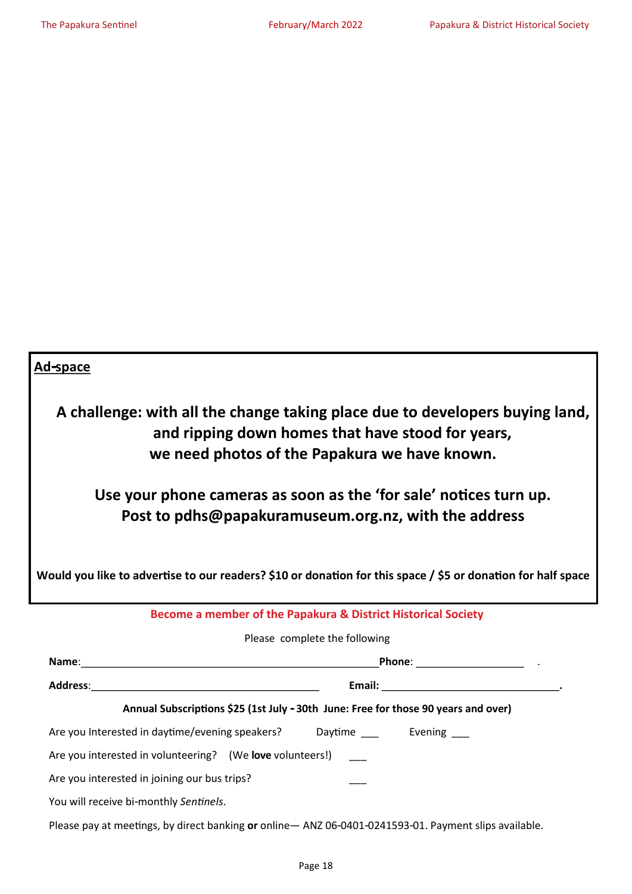## Ad-space

**A challenge: with all the change taking place due to developers buying land, and ripping down homes that have stood for years, we need photos of the Papakura we have known.**

**Use your phone cameras as soon as the 'for sale' notices turn up. Post to pdhs@papakuramuseum.org.nz, with the address**

**Would you like to advertise to our readers? $10 or donation for this space / $5 or donation for half space**

## Become a member of the Papakura & District Historical Society

Please complete the following

**Name**:______________________________________________ **Phone**: __________________ .

**Address**:______________________________________ **Email:** ______________________________.

**Annual Subscriptions $25 (1st July - 30th June: Free for those 90 years and over)**

Are you Interested in daytime/evening speakers? Daytime ___ Evening ___

Are you interested in volunteering? (We **love** volunteers!) ___

Are you interested in joining our bus trips? ___

You will receive bi-monthly *Sentinels*.

Please pay at meetings, by direct banking **or** online— ANZ 06-0401-0241593-01. Payment slips available.